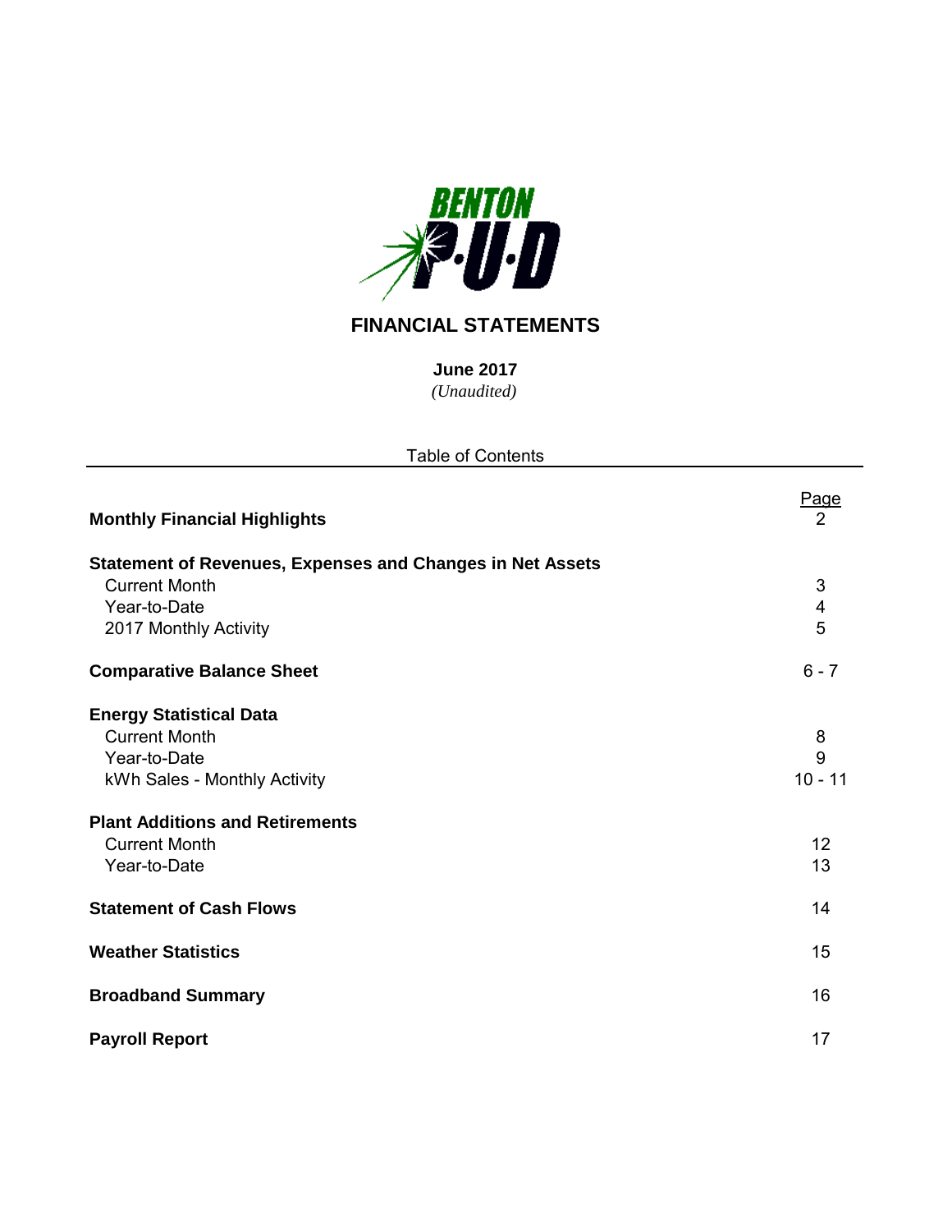BENTON P·U·D

# FINANCIAL STATEMENTS

**June 2017**
*(Unaudited)*

Table of Contents

| | Page |
|---|---|
| **Monthly Financial Highlights** | 2 |
| **Statement of Revenues, Expenses and Changes in Net Assets** | |
| Current Month | 3 |
| Year-to-Date | 4 |
| 2017 Monthly Activity | 5 |
| **Comparative Balance Sheet** | 6 - 7 |
| **Energy Statistical Data** | |
| Current Month | 8 |
| Year-to-Date | 9 |
| kWh Sales - Monthly Activity | 10 - 11 |
| **Plant Additions and Retirements** | |
| Current Month | 12 |
| Year-to-Date | 13 |
| **Statement of Cash Flows** | 14 |
| **Weather Statistics** | 15 |
| **Broadband Summary** | 16 |
| **Payroll Report** | 17 |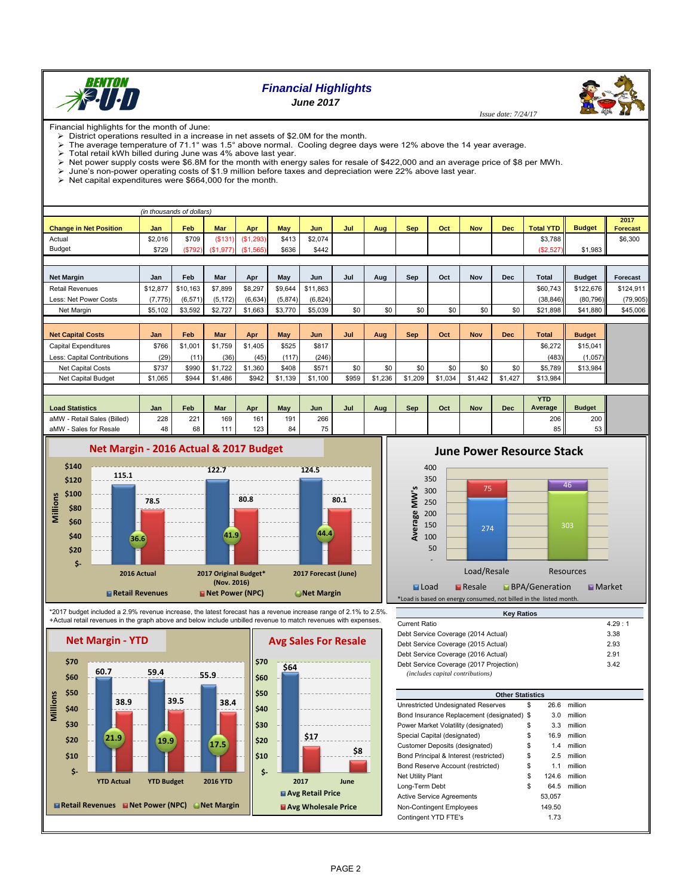# Financial Highlights

## June 2017

*Issue date: 7/24/17*

Financial highlights for the month of June:

- District operations resulted in a increase in net assets of $2.0M for the month.
- The average temperature of 71.1° was 1.5° above normal. Cooling degree days were 12% above the 14 year average.
- Total retail kWh billed during June was 4% above last year.
- Net power supply costs were $6.8M for the month with energy sales for resale of $422,000 and an average price of $8 per MWh.
- June's non-power operating costs of $1.9 million before taxes and depreciation were 22% above last year.
- Net capital expenditures were $664,000 for the month.

*(in thousands of dollars)*

| Change in Net Position | Jan | Feb | Mar | Apr | May | Jun | Jul | Aug | Sep | Oct | Nov | Dec | Total YTD | Budget | 2017 Forecast |
|---|---|---|---|---|---|---|---|---|---|---|---|---|---|---|---|
| Actual | $2,016 | $709 | ($131) | ($1,293) | $413 | $2,074 | | | | | | | $3,788 | | $6,300 |
| Budget | $729 | ($792) | ($1,977) | ($1,565) | $636 | $442 | | | | | | | ($2,527) | $1,983 | |

| Net Margin | Jan | Feb | Mar | Apr | May | Jun | Jul | Aug | Sep | Oct | Nov | Dec | Total | Budget | Forecast |
|---|---|---|---|---|---|---|---|---|---|---|---|---|---|---|---|
| Retail Revenues | $12,877 | $10,163 | $7,899 | $8,297 | $9,644 | $11,863 | | | | | | | $60,743 | $122,676 | $124,911 |
| Less: Net Power Costs | (7,775) | (6,571) | (5,172) | (6,634) | (5,874) | (6,824) | | | | | | | (38,846) | (80,796) | (79,905) |
| Net Margin | $5,102 | $3,592 | $2,727 | $1,663 | $3,770 | $5,039 | $0 | $0 | $0 | $0 | $0 | $0 | $21,898 | $41,880 | $45,006 |

| Net Capital Costs | Jan | Feb | Mar | Apr | May | Jun | Jul | Aug | Sep | Oct | Nov | Dec | Total | Budget |
|---|---|---|---|---|---|---|---|---|---|---|---|---|---|---|
| Capital Expenditures | $766 | $1,001 | $1,759 | $1,405 | $525 | $817 | | | | | | | $6,272 | $15,041 |
| Less: Capital Contributions | (29) | (11) | (36) | (45) | (117) | (246) | | | | | | | (483) | (1,057) |
| Net Capital Costs | $737 | $990 | $1,722 | $1,360 | $408 | $571 | $0 | $0 | $0 | $0 | $0 | $0 | $5,789 | $13,984 |
| Net Capital Budget | $1,065 | $944 | $1,486 | $942 | $1,139 | $1,100 | $959 | $1,236 | $1,209 | $1,034 | $1,442 | $1,427 | $13,984 | |

| Load Statistics | Jan | Feb | Mar | Apr | May | Jun | Jul | Aug | Sep | Oct | Nov | Dec | YTD Average | Budget |
|---|---|---|---|---|---|---|---|---|---|---|---|---|---|---|
| aMW - Retail Sales (Billed) | 228 | 221 | 169 | 161 | 191 | 266 | | | | | | | 206 | 200 |
| aMW - Sales for Resale | 48 | 68 | 111 | 123 | 84 | 75 | | | | | | | 85 | 53 |

### Net Margin - 2016 Actual & 2017 Budget

(Millions)

| | Retail Revenues | Net Power (NPC) | Net Margin |
|---|---|---|---|
| 2016 Actual | 115.1 | 78.5 | 36.6 |
| 2017 Original Budget* (Nov. 2016) | 122.7 | 80.8 | 41.9 |
| 2017 Forecast (June) | 124.5 | 80.1 | 44.4 |

### June Power Resource Stack

(Average MW's)

| | Load | Resale | BPA/Generation | Market |
|---|---|---|---|---|
| Load/Resale | 274 | 75 | | |
| Resources | | | 303 | 46 |

*Load is based on energy consumed, not billed in the listed month.

*2017 budget included a 2.9% revenue increase, the latest forecast has a revenue increase range of 2.1% to 2.5%.
+Actual retail revenues in the graph above and below include unbilled revenue to match revenues with expenses.

### Net Margin - YTD

(Millions)

| | Retail Revenues | Net Power (NPC) | Net Margin |
|---|---|---|---|
| YTD Actual | 60.7 | 38.9 | 21.9 |
| YTD Budget | 59.4 | 39.5 | 19.9 |
| 2016 YTD | 55.9 | 38.4 | 17.5 |

### Avg Sales For Resale

| | Avg Retail Price | Avg Wholesale Price |
|---|---|---|
| 2017 | $64 | $17 |
| June | | $8 |

| Key Ratios | |
|---|---|
| Current Ratio | 4.29 : 1 |
| Debt Service Coverage (2014 Actual) | 3.38 |
| Debt Service Coverage (2015 Actual) | 2.93 |
| Debt Service Coverage (2016 Actual) | 2.91 |
| Debt Service Coverage (2017 Projection) *(includes capital contributions)* | 3.42 |

| Other Statistics | | | |
|---|---|---|---|
| Unrestricted Undesignated Reserves | $ | 26.6 | million |
| Bond Insurance Replacement (designated) | $ | 3.0 | million |
| Power Market Volatility (designated) | $ | 3.3 | million |
| Special Capital (designated) | $ | 16.9 | million |
| Customer Deposits (designated) | $ | 1.4 | million |
| Bond Principal & Interest (restricted) | $ | 2.5 | million |
| Bond Reserve Account (restricted) | $ | 1.1 | million |
| Net Utility Plant | $ | 124.6 | million |
| Long-Term Debt | $ | 64.5 | million |
| Active Service Agreements | | 53,057 | |
| Non-Contingent Employees | | 149.50 | |
| Contingent YTD FTE's | | 1.73 | |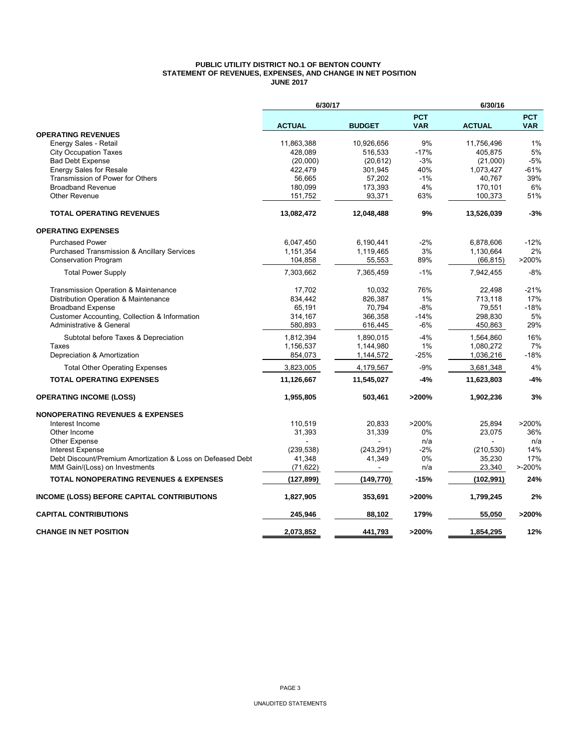# PUBLIC UTILITY DISTRICT NO.1 OF BENTON COUNTY
## STATEMENT OF REVENUES, EXPENSES, AND CHANGE IN NET POSITION
### JUNE 2017

| | 6/30/17 | | | 6/30/16 | |
|---|---|---|---|---|---|
| | **ACTUAL** | **BUDGET** | **PCT VAR** | **ACTUAL** | **PCT VAR** |
| **OPERATING REVENUES** | | | | | |
| Energy Sales - Retail | 11,863,388 | 10,926,656 | 9% | 11,756,496 | 1% |
| City Occupation Taxes | 428,089 | 516,533 | -17% | 405,875 | 5% |
| Bad Debt Expense | (20,000) | (20,612) | -3% | (21,000) | -5% |
| Energy Sales for Resale | 422,479 | 301,945 | 40% | 1,073,427 | -61% |
| Transmission of Power for Others | 56,665 | 57,202 | -1% | 40,767 | 39% |
| Broadband Revenue | 180,099 | 173,393 | 4% | 170,101 | 6% |
| Other Revenue | 151,752 | 93,371 | 63% | 100,373 | 51% |
| **TOTAL OPERATING REVENUES** | **13,082,472** | **12,048,488** | **9%** | **13,526,039** | **-3%** |
| **OPERATING EXPENSES** | | | | | |
| Purchased Power | 6,047,450 | 6,190,441 | -2% | 6,878,606 | -12% |
| Purchased Transmission & Ancillary Services | 1,151,354 | 1,119,465 | 3% | 1,130,664 | 2% |
| Conservation Program | 104,858 | 55,553 | 89% | (66,815) | >200% |
| Total Power Supply | 7,303,662 | 7,365,459 | -1% | 7,942,455 | -8% |
| Transmission Operation & Maintenance | 17,702 | 10,032 | 76% | 22,498 | -21% |
| Distribution Operation & Maintenance | 834,442 | 826,387 | 1% | 713,118 | 17% |
| Broadband Expense | 65,191 | 70,794 | -8% | 79,551 | -18% |
| Customer Accounting, Collection & Information | 314,167 | 366,358 | -14% | 298,830 | 5% |
| Administrative & General | 580,893 | 616,445 | -6% | 450,863 | 29% |
| Subtotal before Taxes & Depreciation | 1,812,394 | 1,890,015 | -4% | 1,564,860 | 16% |
| Taxes | 1,156,537 | 1,144,980 | 1% | 1,080,272 | 7% |
| Depreciation & Amortization | 854,073 | 1,144,572 | -25% | 1,036,216 | -18% |
| Total Other Operating Expenses | 3,823,005 | 4,179,567 | -9% | 3,681,348 | 4% |
| **TOTAL OPERATING EXPENSES** | **11,126,667** | **11,545,027** | **-4%** | **11,623,803** | **-4%** |
| **OPERATING INCOME (LOSS)** | **1,955,805** | **503,461** | **>200%** | **1,902,236** | **3%** |
| **NONOPERATING REVENUES & EXPENSES** | | | | | |
| Interest Income | 110,519 | 20,833 | >200% | 25,894 | >200% |
| Other Income | 31,393 | 31,339 | 0% | 23,075 | 36% |
| Other Expense | - | - | n/a | - | n/a |
| Interest Expense | (239,538) | (243,291) | -2% | (210,530) | 14% |
| Debt Discount/Premium Amortization & Loss on Defeased Debt | 41,348 | 41,349 | 0% | 35,230 | 17% |
| MtM Gain/(Loss) on Investments | (71,622) | - | n/a | 23,340 | >-200% |
| **TOTAL NONOPERATING REVENUES & EXPENSES** | **(127,899)** | **(149,770)** | **-15%** | **(102,991)** | **24%** |
| **INCOME (LOSS) BEFORE CAPITAL CONTRIBUTIONS** | **1,827,905** | **353,691** | **>200%** | **1,799,245** | **2%** |
| **CAPITAL CONTRIBUTIONS** | **245,946** | **88,102** | **179%** | **55,050** | **>200%** |
| **CHANGE IN NET POSITION** | **2,073,852** | **441,793** | **>200%** | **1,854,295** | **12%** |

UNAUDITED STATEMENTS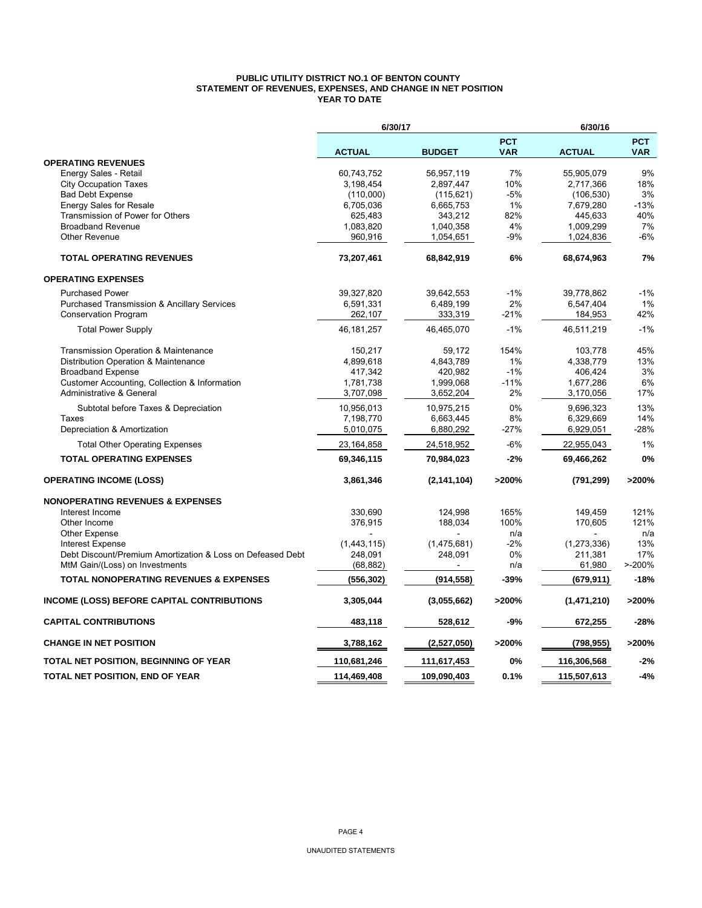**PUBLIC UTILITY DISTRICT NO.1 OF BENTON COUNTY**
**STATEMENT OF REVENUES, EXPENSES, AND CHANGE IN NET POSITION**
**YEAR TO DATE**

| | 6/30/17 | | | 6/30/16 | |
|---|---|---|---|---|---|
| | **ACTUAL** | **BUDGET** | **PCT VAR** | **ACTUAL** | **PCT VAR** |
| **OPERATING REVENUES** | | | | | |
| Energy Sales - Retail | 60,743,752 | 56,957,119 | 7% | 55,905,079 | 9% |
| City Occupation Taxes | 3,198,454 | 2,897,447 | 10% | 2,717,366 | 18% |
| Bad Debt Expense | (110,000) | (115,621) | -5% | (106,530) | 3% |
| Energy Sales for Resale | 6,705,036 | 6,665,753 | 1% | 7,679,280 | -13% |
| Transmission of Power for Others | 625,483 | 343,212 | 82% | 445,633 | 40% |
| Broadband Revenue | 1,083,820 | 1,040,358 | 4% | 1,009,299 | 7% |
| Other Revenue | 960,916 | 1,054,651 | -9% | 1,024,836 | -6% |
| **TOTAL OPERATING REVENUES** | **73,207,461** | **68,842,919** | **6%** | **68,674,963** | **7%** |
| **OPERATING EXPENSES** | | | | | |
| Purchased Power | 39,327,820 | 39,642,553 | -1% | 39,778,862 | -1% |
| Purchased Transmission & Ancillary Services | 6,591,331 | 6,489,199 | 2% | 6,547,404 | 1% |
| Conservation Program | 262,107 | 333,319 | -21% | 184,953 | 42% |
| Total Power Supply | 46,181,257 | 46,465,070 | -1% | 46,511,219 | -1% |
| Transmission Operation & Maintenance | 150,217 | 59,172 | 154% | 103,778 | 45% |
| Distribution Operation & Maintenance | 4,899,618 | 4,843,789 | 1% | 4,338,779 | 13% |
| Broadband Expense | 417,342 | 420,982 | -1% | 406,424 | 3% |
| Customer Accounting, Collection & Information | 1,781,738 | 1,999,068 | -11% | 1,677,286 | 6% |
| Administrative & General | 3,707,098 | 3,652,204 | 2% | 3,170,056 | 17% |
| Subtotal before Taxes & Depreciation | 10,956,013 | 10,975,215 | 0% | 9,696,323 | 13% |
| Taxes | 7,198,770 | 6,663,445 | 8% | 6,329,669 | 14% |
| Depreciation & Amortization | 5,010,075 | 6,880,292 | -27% | 6,929,051 | -28% |
| Total Other Operating Expenses | 23,164,858 | 24,518,952 | -6% | 22,955,043 | 1% |
| **TOTAL OPERATING EXPENSES** | **69,346,115** | **70,984,023** | **-2%** | **69,466,262** | **0%** |
| **OPERATING INCOME (LOSS)** | **3,861,346** | **(2,141,104)** | **>200%** | **(791,299)** | **>200%** |
| **NONOPERATING REVENUES & EXPENSES** | | | | | |
| Interest Income | 330,690 | 124,998 | 165% | 149,459 | 121% |
| Other Income | 376,915 | 188,034 | 100% | 170,605 | 121% |
| Other Expense | - | - | n/a | - | n/a |
| Interest Expense | (1,443,115) | (1,475,681) | -2% | (1,273,336) | 13% |
| Debt Discount/Premium Amortization & Loss on Defeased Debt | 248,091 | 248,091 | 0% | 211,381 | 17% |
| MtM Gain/(Loss) on Investments | (68,882) | - | n/a | 61,980 | >-200% |
| **TOTAL NONOPERATING REVENUES & EXPENSES** | **(556,302)** | **(914,558)** | **-39%** | **(679,911)** | **-18%** |
| **INCOME (LOSS) BEFORE CAPITAL CONTRIBUTIONS** | **3,305,044** | **(3,055,662)** | **>200%** | **(1,471,210)** | **>200%** |
| **CAPITAL CONTRIBUTIONS** | **483,118** | **528,612** | **-9%** | **672,255** | **-28%** |
| **CHANGE IN NET POSITION** | **3,788,162** | **(2,527,050)** | **>200%** | **(798,955)** | **>200%** |
| **TOTAL NET POSITION, BEGINNING OF YEAR** | **110,681,246** | **111,617,453** | **0%** | **116,306,568** | **-2%** |
| **TOTAL NET POSITION, END OF YEAR** | **114,469,408** | **109,090,403** | **0.1%** | **115,507,613** | **-4%** |

UNAUDITED STATEMENTS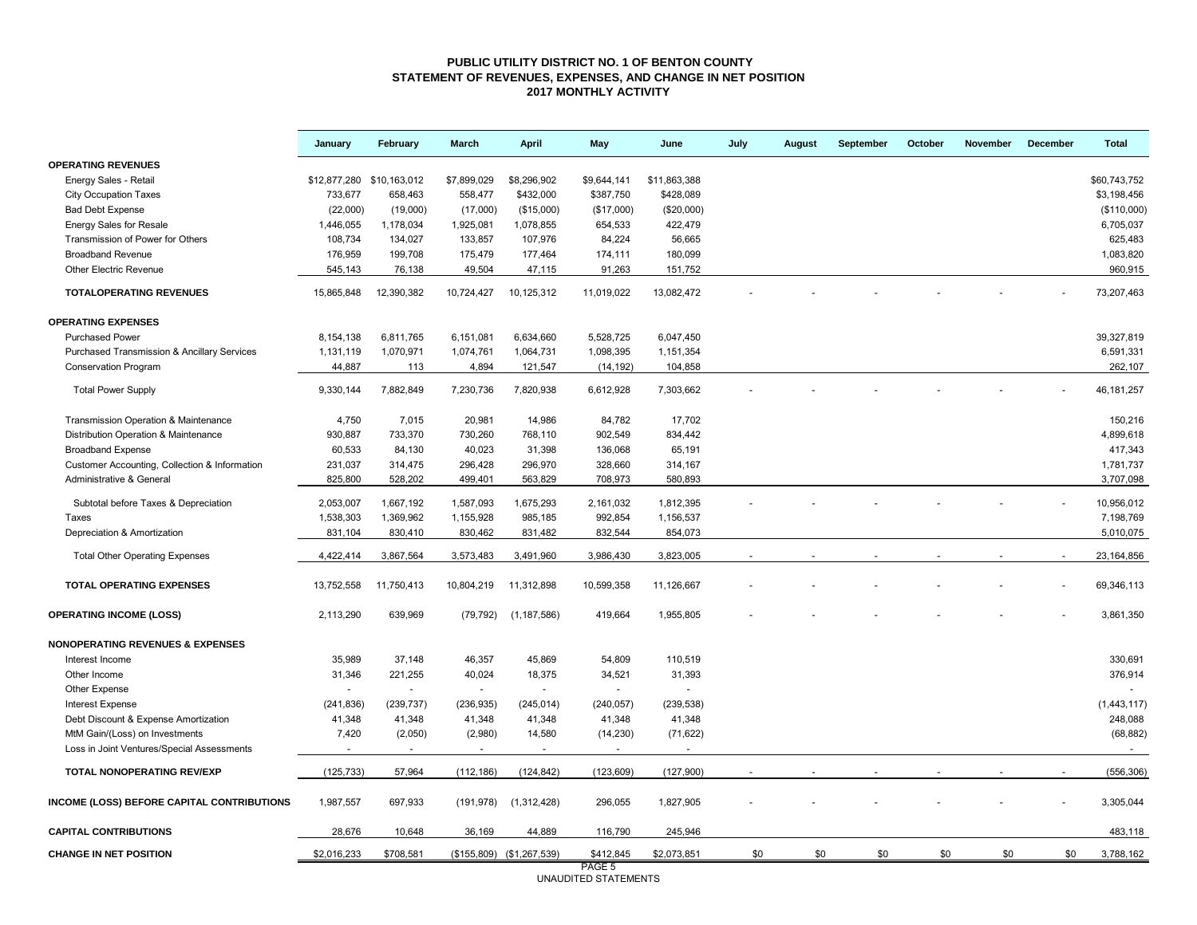# PUBLIC UTILITY DISTRICT NO. 1 OF BENTON COUNTY
## STATEMENT OF REVENUES, EXPENSES, AND CHANGE IN NET POSITION
### 2017 MONTHLY ACTIVITY

| | January | February | March | April | May | June | July | August | September | October | November | December | Total |
|---|---|---|---|---|---|---|---|---|---|---|---|---|---|
| **OPERATING REVENUES** | | | | | | | | | | | | | |
| Energy Sales - Retail | $12,877,280 | $10,163,012 | $7,899,029 | $8,296,902 | $9,644,141 | $11,863,388 | | | | | | | $60,743,752 |
| City Occupation Taxes | 733,677 | 658,463 | 558,477 | $432,000 | $387,750 | $428,089 | | | | | | | $3,198,456 |
| Bad Debt Expense | (22,000) | (19,000) | (17,000) | ($15,000) | ($17,000) | ($20,000) | | | | | | | ($110,000) |
| Energy Sales for Resale | 1,446,055 | 1,178,034 | 1,925,081 | 1,078,855 | 654,533 | 422,479 | | | | | | | 6,705,037 |
| Transmission of Power for Others | 108,734 | 134,027 | 133,857 | 107,976 | 84,224 | 56,665 | | | | | | | 625,483 |
| Broadband Revenue | 176,959 | 199,708 | 175,479 | 177,464 | 174,111 | 180,099 | | | | | | | 1,083,820 |
| Other Electric Revenue | 545,143 | 76,138 | 49,504 | 47,115 | 91,263 | 151,752 | | | | | | | 960,915 |
| **TOTALOPERATING REVENUES** | 15,865,848 | 12,390,382 | 10,724,427 | 10,125,312 | 11,019,022 | 13,082,472 | - | - | - | - | - | - | 73,207,463 |
| **OPERATING EXPENSES** | | | | | | | | | | | | | |
| Purchased Power | 8,154,138 | 6,811,765 | 6,151,081 | 6,634,660 | 5,528,725 | 6,047,450 | | | | | | | 39,327,819 |
| Purchased Transmission & Ancillary Services | 1,131,119 | 1,070,971 | 1,074,761 | 1,064,731 | 1,098,395 | 1,151,354 | | | | | | | 6,591,331 |
| Conservation Program | 44,887 | 113 | 4,894 | 121,547 | (14,192) | 104,858 | | | | | | | 262,107 |
| Total Power Supply | 9,330,144 | 7,882,849 | 7,230,736 | 7,820,938 | 6,612,928 | 7,303,662 | - | - | - | - | - | - | 46,181,257 |
| Transmission Operation & Maintenance | 4,750 | 7,015 | 20,981 | 14,986 | 84,782 | 17,702 | | | | | | | 150,216 |
| Distribution Operation & Maintenance | 930,887 | 733,370 | 730,260 | 768,110 | 902,549 | 834,442 | | | | | | | 4,899,618 |
| Broadband Expense | 60,533 | 84,130 | 40,023 | 31,398 | 136,068 | 65,191 | | | | | | | 417,343 |
| Customer Accounting, Collection & Information | 231,037 | 314,475 | 296,428 | 296,970 | 328,660 | 314,167 | | | | | | | 1,781,737 |
| Administrative & General | 825,800 | 528,202 | 499,401 | 563,829 | 708,973 | 580,893 | | | | | | | 3,707,098 |
| Subtotal before Taxes & Depreciation | 2,053,007 | 1,667,192 | 1,587,093 | 1,675,293 | 2,161,032 | 1,812,395 | - | - | - | - | - | - | 10,956,012 |
| Taxes | 1,538,303 | 1,369,962 | 1,155,928 | 985,185 | 992,854 | 1,156,537 | | | | | | | 7,198,769 |
| Depreciation & Amortization | 831,104 | 830,410 | 830,462 | 831,482 | 832,544 | 854,073 | | | | | | | 5,010,075 |
| Total Other Operating Expenses | 4,422,414 | 3,867,564 | 3,573,483 | 3,491,960 | 3,986,430 | 3,823,005 | - | - | - | - | - | - | 23,164,856 |
| **TOTAL OPERATING EXPENSES** | 13,752,558 | 11,750,413 | 10,804,219 | 11,312,898 | 10,599,358 | 11,126,667 | - | - | - | - | - | - | 69,346,113 |
| **OPERATING INCOME (LOSS)** | 2,113,290 | 639,969 | (79,792) | (1,187,586) | 419,664 | 1,955,805 | - | - | - | - | - | - | 3,861,350 |
| **NONOPERATING REVENUES & EXPENSES** | | | | | | | | | | | | | |
| Interest Income | 35,989 | 37,148 | 46,357 | 45,869 | 54,809 | 110,519 | | | | | | | 330,691 |
| Other Income | 31,346 | 221,255 | 40,024 | 18,375 | 34,521 | 31,393 | | | | | | | 376,914 |
| Other Expense | - | - | - | - | - | - | | | | | | | - |
| Interest Expense | (241,836) | (239,737) | (236,935) | (245,014) | (240,057) | (239,538) | | | | | | | (1,443,117) |
| Debt Discount & Expense Amortization | 41,348 | 41,348 | 41,348 | 41,348 | 41,348 | 41,348 | | | | | | | 248,088 |
| MtM Gain/(Loss) on Investments | 7,420 | (2,050) | (2,980) | 14,580 | (14,230) | (71,622) | | | | | | | (68,882) |
| Loss in Joint Ventures/Special Assessments | - | - | - | - | - | - | | | | | | | - |
| **TOTAL NONOPERATING REV/EXP** | (125,733) | 57,964 | (112,186) | (124,842) | (123,609) | (127,900) | - | - | - | - | - | - | (556,306) |
| **INCOME (LOSS) BEFORE CAPITAL CONTRIBUTIONS** | 1,987,557 | 697,933 | (191,978) | (1,312,428) | 296,055 | 1,827,905 | - | - | - | - | - | - | 3,305,044 |
| **CAPITAL CONTRIBUTIONS** | 28,676 | 10,648 | 36,169 | 44,889 | 116,790 | 245,946 | | | | | | | 483,118 |
| **CHANGE IN NET POSITION** | $2,016,233 | $708,581 | ($155,809) | ($1,267,539) | $412,845 | $2,073,851 | $0 | $0 | $0 | $0 | $0 | $0 | 3,788,162 |

UNAUDITED STATEMENTS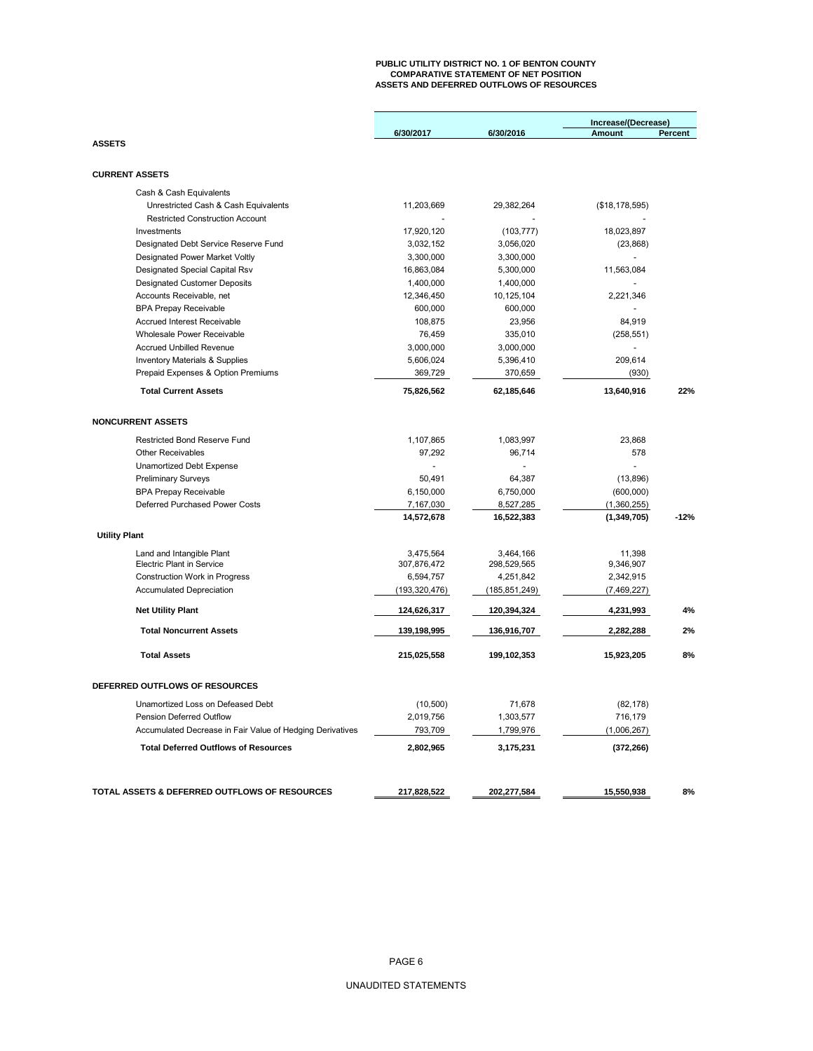# PUBLIC UTILITY DISTRICT NO. 1 OF BENTON COUNTY
## COMPARATIVE STATEMENT OF NET POSITION
## ASSETS AND DEFERRED OUTFLOWS OF RESOURCES

| | 6/30/2017 | 6/30/2016 | Increase/(Decrease) Amount | Percent |
|---|---|---|---|---|
| **ASSETS** | | | | |
| **CURRENT ASSETS** | | | | |
| Cash & Cash Equivalents | | | | |
| Unrestricted Cash & Cash Equivalents | 11,203,669 | 29,382,264 | ($18,178,595) | |
| Restricted Construction Account | - | - | - | |
| Investments | 17,920,120 | (103,777) | 18,023,897 | |
| Designated Debt Service Reserve Fund | 3,032,152 | 3,056,020 | (23,868) | |
| Designated Power Market Voltly | 3,300,000 | 3,300,000 | - | |
| Designated Special Capital Rsv | 16,863,084 | 5,300,000 | 11,563,084 | |
| Designated Customer Deposits | 1,400,000 | 1,400,000 | - | |
| Accounts Receivable, net | 12,346,450 | 10,125,104 | 2,221,346 | |
| BPA Prepay Receivable | 600,000 | 600,000 | - | |
| Accrued Interest Receivable | 108,875 | 23,956 | 84,919 | |
| Wholesale Power Receivable | 76,459 | 335,010 | (258,551) | |
| Accrued Unbilled Revenue | 3,000,000 | 3,000,000 | - | |
| Inventory Materials & Supplies | 5,606,024 | 5,396,410 | 209,614 | |
| Prepaid Expenses & Option Premiums | 369,729 | 370,659 | (930) | |
| **Total Current Assets** | **75,826,562** | **62,185,646** | **13,640,916** | **22%** |
| **NONCURRENT ASSETS** | | | | |
| Restricted Bond Reserve Fund | 1,107,865 | 1,083,997 | 23,868 | |
| Other Receivables | 97,292 | 96,714 | 578 | |
| Unamortized Debt Expense | - | - | - | |
| Preliminary Surveys | 50,491 | 64,387 | (13,896) | |
| BPA Prepay Receivable | 6,150,000 | 6,750,000 | (600,000) | |
| Deferred Purchased Power Costs | 7,167,030 | 8,527,285 | (1,360,255) | |
| | **14,572,678** | **16,522,383** | **(1,349,705)** | **-12%** |
| **Utility Plant** | | | | |
| Land and Intangible Plant | 3,475,564 | 3,464,166 | 11,398 | |
| Electric Plant in Service | 307,876,472 | 298,529,565 | 9,346,907 | |
| Construction Work in Progress | 6,594,757 | 4,251,842 | 2,342,915 | |
| Accumulated Depreciation | (193,320,476) | (185,851,249) | (7,469,227) | |
| **Net Utility Plant** | **124,626,317** | **120,394,324** | **4,231,993** | **4%** |
| **Total Noncurrent Assets** | **139,198,995** | **136,916,707** | **2,282,288** | **2%** |
| **Total Assets** | **215,025,558** | **199,102,353** | **15,923,205** | **8%** |
| **DEFERRED OUTFLOWS OF RESOURCES** | | | | |
| Unamortized Loss on Defeased Debt | (10,500) | 71,678 | (82,178) | |
| Pension Deferred Outflow | 2,019,756 | 1,303,577 | 716,179 | |
| Accumulated Decrease in Fair Value of Hedging Derivatives | 793,709 | 1,799,976 | (1,006,267) | |
| **Total Deferred Outflows of Resources** | **2,802,965** | **3,175,231** | **(372,266)** | |
| **TOTAL ASSETS & DEFERRED OUTFLOWS OF RESOURCES** | **217,828,522** | **202,277,584** | **15,550,938** | **8%** |

UNAUDITED STATEMENTS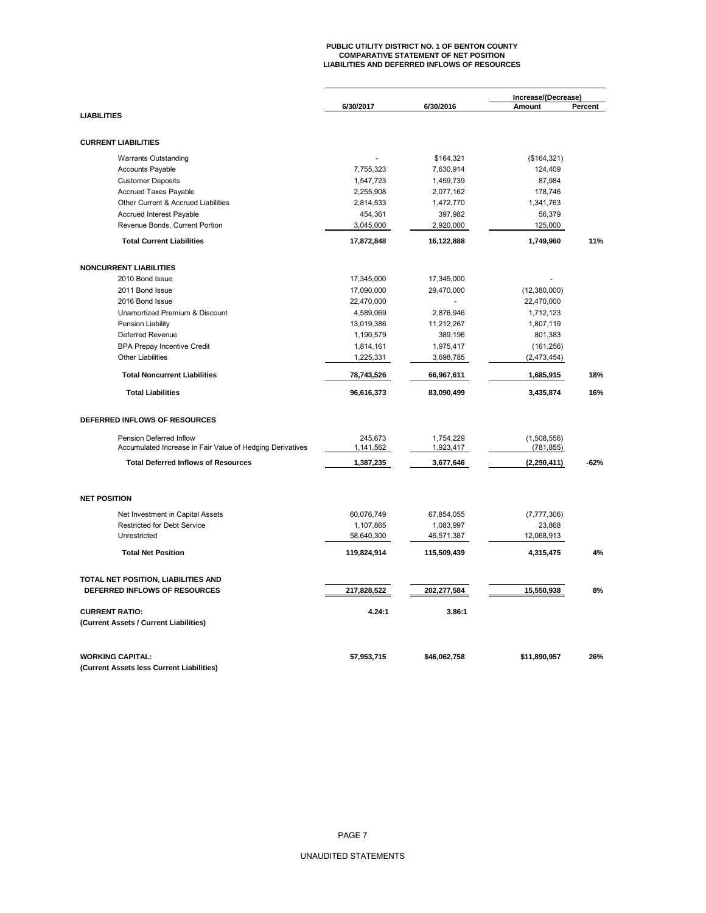**PUBLIC UTILITY DISTRICT NO. 1 OF BENTON COUNTY**
**COMPARATIVE STATEMENT OF NET POSITION**
**LIABILITIES AND DEFERRED INFLOWS OF RESOURCES**

| | 6/30/2017 | 6/30/2016 | Increase/(Decrease) Amount | Percent |
|---|---|---|---|---|
| **LIABILITIES** | | | | |
| **CURRENT LIABILITIES** | | | | |
| Warrants Outstanding | - | $164,321 | ($164,321) | |
| Accounts Payable | 7,755,323 | 7,630,914 | 124,409 | |
| Customer Deposits | 1,547,723 | 1,459,739 | 87,984 | |
| Accrued Taxes Payable | 2,255,908 | 2,077,162 | 178,746 | |
| Other Current & Accrued Liabilities | 2,814,533 | 1,472,770 | 1,341,763 | |
| Accrued Interest Payable | 454,361 | 397,982 | 56,379 | |
| Revenue Bonds, Current Portion | 3,045,000 | 2,920,000 | 125,000 | |
| **Total Current Liabilities** | **17,872,848** | **16,122,888** | **1,749,960** | **11%** |
| **NONCURRENT LIABILITIES** | | | | |
| 2010 Bond Issue | 17,345,000 | 17,345,000 | - | |
| 2011 Bond Issue | 17,090,000 | 29,470,000 | (12,380,000) | |
| 2016 Bond Issue | 22,470,000 | - | 22,470,000 | |
| Unamortized Premium & Discount | 4,589,069 | 2,876,946 | 1,712,123 | |
| Pension Liability | 13,019,386 | 11,212,267 | 1,807,119 | |
| Deferred Revenue | 1,190,579 | 389,196 | 801,383 | |
| BPA Prepay Incentive Credit | 1,814,161 | 1,975,417 | (161,256) | |
| Other Liabilities | 1,225,331 | 3,698,785 | (2,473,454) | |
| **Total Noncurrent Liabilities** | **78,743,526** | **66,967,611** | **1,685,915** | **18%** |
| **Total Liabilities** | **96,616,373** | **83,090,499** | **3,435,874** | **16%** |
| **DEFERRED INFLOWS OF RESOURCES** | | | | |
| Pension Deferred Inflow | 245,673 | 1,754,229 | (1,508,556) | |
| Accumulated Increase in Fair Value of Hedging Derivatives | 1,141,562 | 1,923,417 | (781,855) | |
| **Total Deferred Inflows of Resources** | **1,387,235** | **3,677,646** | **(2,290,411)** | **-62%** |
| **NET POSITION** | | | | |
| Net Investment in Capital Assets | 60,076,749 | 67,854,055 | (7,777,306) | |
| Restricted for Debt Service | 1,107,865 | 1,083,997 | 23,868 | |
| Unrestricted | 58,640,300 | 46,571,387 | 12,068,913 | |
| **Total Net Position** | **119,824,914** | **115,509,439** | **4,315,475** | **4%** |
| **TOTAL NET POSITION, LIABILITIES AND DEFERRED INFLOWS OF RESOURCES** | **217,828,522** | **202,277,584** | **15,550,938** | **8%** |
| **CURRENT RATIO:** **(Current Assets / Current Liabilities)** | **4.24:1** | **3.86:1** | | |
| **WORKING CAPITAL:** **(Current Assets less Current Liabilities)** | **57,953,715** | **$46,062,758** | **$11,890,957** | **26%** |

UNAUDITED STATEMENTS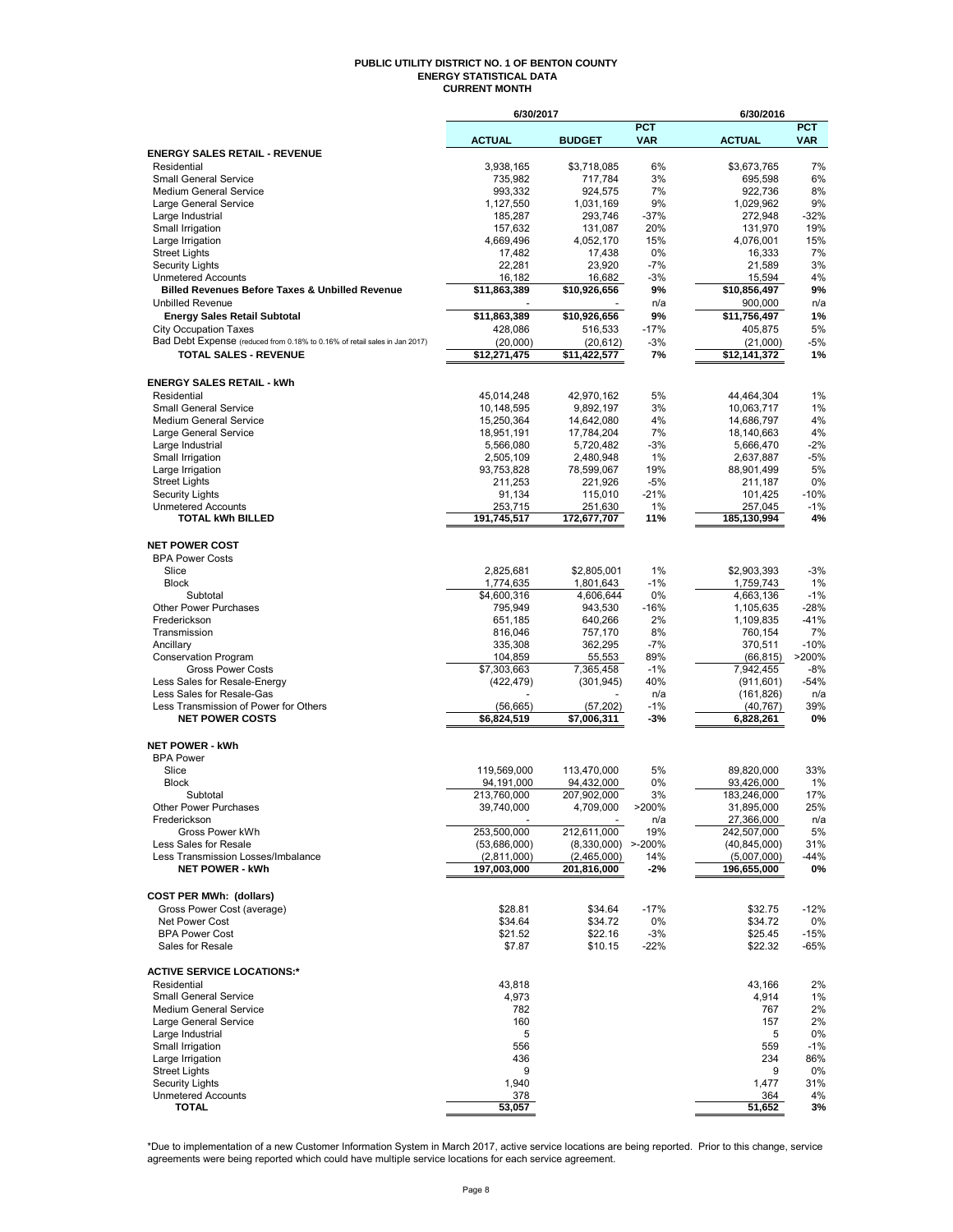# PUBLIC UTILITY DISTRICT NO. 1 OF BENTON COUNTY
## ENERGY STATISTICAL DATA
### CURRENT MONTH

| | 6/30/2017 | | | 6/30/2016 | |
|---|---|---|---|---|---|
| | ACTUAL | BUDGET | PCT VAR | ACTUAL | PCT VAR |
| **ENERGY SALES RETAIL - REVENUE** | | | | | |
| Residential | 3,938,165 | $3,718,085 | 6% | $3,673,765 | 7% |
| Small General Service | 735,982 | 717,784 | 3% | 695,598 | 6% |
| Medium General Service | 993,332 | 924,575 | 7% | 922,736 | 8% |
| Large General Service | 1,127,550 | 1,031,169 | 9% | 1,029,962 | 9% |
| Large Industrial | 185,287 | 293,746 | -37% | 272,948 | -32% |
| Small Irrigation | 157,632 | 131,087 | 20% | 131,970 | 19% |
| Large Irrigation | 4,669,496 | 4,052,170 | 15% | 4,076,001 | 15% |
| Street Lights | 17,482 | 17,438 | 0% | 16,333 | 7% |
| Security Lights | 22,281 | 23,920 | -7% | 21,589 | 3% |
| Unmetered Accounts | 16,182 | 16,682 | -3% | 15,594 | 4% |
| **Billed Revenues Before Taxes & Unbilled Revenue** | $11,863,389 | $10,926,656 | 9% | $10,856,497 | 9% |
| Unbilled Revenue | - | - | n/a | 900,000 | n/a |
| **Energy Sales Retail Subtotal** | $11,863,389 | $10,926,656 | 9% | $11,756,497 | 1% |
| City Occupation Taxes | 428,086 | 516,533 | -17% | 405,875 | 5% |
| Bad Debt Expense (reduced from 0.18% to 0.16% of retail sales in Jan 2017) | (20,000) | (20,612) | -3% | (21,000) | -5% |
| **TOTAL SALES - REVENUE** | $12,271,475 | $11,422,577 | 7% | $12,141,372 | 1% |
| | | | | | |
| **ENERGY SALES RETAIL - kWh** | | | | | |
| Residential | 45,014,248 | 42,970,162 | 5% | 44,464,304 | 1% |
| Small General Service | 10,148,595 | 9,892,197 | 3% | 10,063,717 | 1% |
| Medium General Service | 15,250,364 | 14,642,080 | 4% | 14,686,797 | 4% |
| Large General Service | 18,951,191 | 17,784,204 | 7% | 18,140,663 | 4% |
| Large Industrial | 5,566,080 | 5,720,482 | -3% | 5,666,470 | -2% |
| Small Irrigation | 2,505,109 | 2,480,948 | 1% | 2,637,887 | -5% |
| Large Irrigation | 93,753,828 | 78,599,067 | 19% | 88,901,499 | 5% |
| Street Lights | 211,253 | 221,926 | -5% | 211,187 | 0% |
| Security Lights | 91,134 | 115,010 | -21% | 101,425 | -10% |
| Unmetered Accounts | 253,715 | 251,630 | 1% | 257,045 | -1% |
| **TOTAL kWh BILLED** | 191,745,517 | 172,677,707 | 11% | 185,130,994 | 4% |
| | | | | | |
| **NET POWER COST** | | | | | |
| BPA Power Costs | | | | | |
| Slice | 2,825,681 | $2,805,001 | 1% | $2,903,393 | -3% |
| Block | 1,774,635 | 1,801,643 | -1% | 1,759,743 | 1% |
| Subtotal | $4,600,316 | 4,606,644 | 0% | 4,663,136 | -1% |
| Other Power Purchases | 795,949 | 943,530 | -16% | 1,105,635 | -28% |
| Frederickson | 651,185 | 640,266 | 2% | 1,109,835 | -41% |
| Transmission | 816,046 | 757,170 | 8% | 760,154 | 7% |
| Ancillary | 335,308 | 362,295 | -7% | 370,511 | -10% |
| Conservation Program | 104,859 | 55,553 | 89% | (66,815) | >200% |
| Gross Power Costs | $7,303,663 | 7,365,458 | -1% | 7,942,455 | -8% |
| Less Sales for Resale-Energy | (422,479) | (301,945) | 40% | (911,601) | -54% |
| Less Sales for Resale-Gas | - | - | n/a | (161,826) | n/a |
| Less Transmission of Power for Others | (56,665) | (57,202) | -1% | (40,767) | 39% |
| **NET POWER COSTS** | $6,824,519 | $7,006,311 | -3% | 6,828,261 | 0% |
| | | | | | |
| **NET POWER - kWh** | | | | | |
| BPA Power | | | | | |
| Slice | 119,569,000 | 113,470,000 | 5% | 89,820,000 | 33% |
| Block | 94,191,000 | 94,432,000 | 0% | 93,426,000 | 1% |
| Subtotal | 213,760,000 | 207,902,000 | 3% | 183,246,000 | 17% |
| Other Power Purchases | 39,740,000 | 4,709,000 | >200% | 31,895,000 | 25% |
| Frederickson | - | - | n/a | 27,366,000 | n/a |
| Gross Power kWh | 253,500,000 | 212,611,000 | 19% | 242,507,000 | 5% |
| Less Sales for Resale | (53,686,000) | (8,330,000) | >-200% | (40,845,000) | 31% |
| Less Transmission Losses/Imbalance | (2,811,000) | (2,465,000) | 14% | (5,007,000) | -44% |
| **NET POWER - kWh** | 197,003,000 | 201,816,000 | -2% | 196,655,000 | 0% |
| | | | | | |
| **COST PER MWh: (dollars)** | | | | | |
| Gross Power Cost (average) | $28.81 | $34.64 | -17% | $32.75 | -12% |
| Net Power Cost | $34.64 | $34.72 | 0% | $34.72 | 0% |
| BPA Power Cost | $21.52 | $22.16 | -3% | $25.45 | -15% |
| Sales for Resale | $7.87 | $10.15 | -22% | $22.32 | -65% |
| | | | | | |
| **ACTIVE SERVICE LOCATIONS:*** | | | | | |
| Residential | 43,818 | | | 43,166 | 2% |
| Small General Service | 4,973 | | | 4,914 | 1% |
| Medium General Service | 782 | | | 767 | 2% |
| Large General Service | 160 | | | 157 | 2% |
| Large Industrial | 5 | | | 5 | 0% |
| Small Irrigation | 556 | | | 559 | -1% |
| Large Irrigation | 436 | | | 234 | 86% |
| Street Lights | 9 | | | 9 | 0% |
| Security Lights | 1,940 | | | 1,477 | 31% |
| Unmetered Accounts | 378 | | | 364 | 4% |
| **TOTAL** | 53,057 | | | 51,652 | 3% |

*Due to implementation of a new Customer Information System in March 2017, active service locations are being reported. Prior to this change, service agreements were being reported which could have multiple service locations for each service agreement.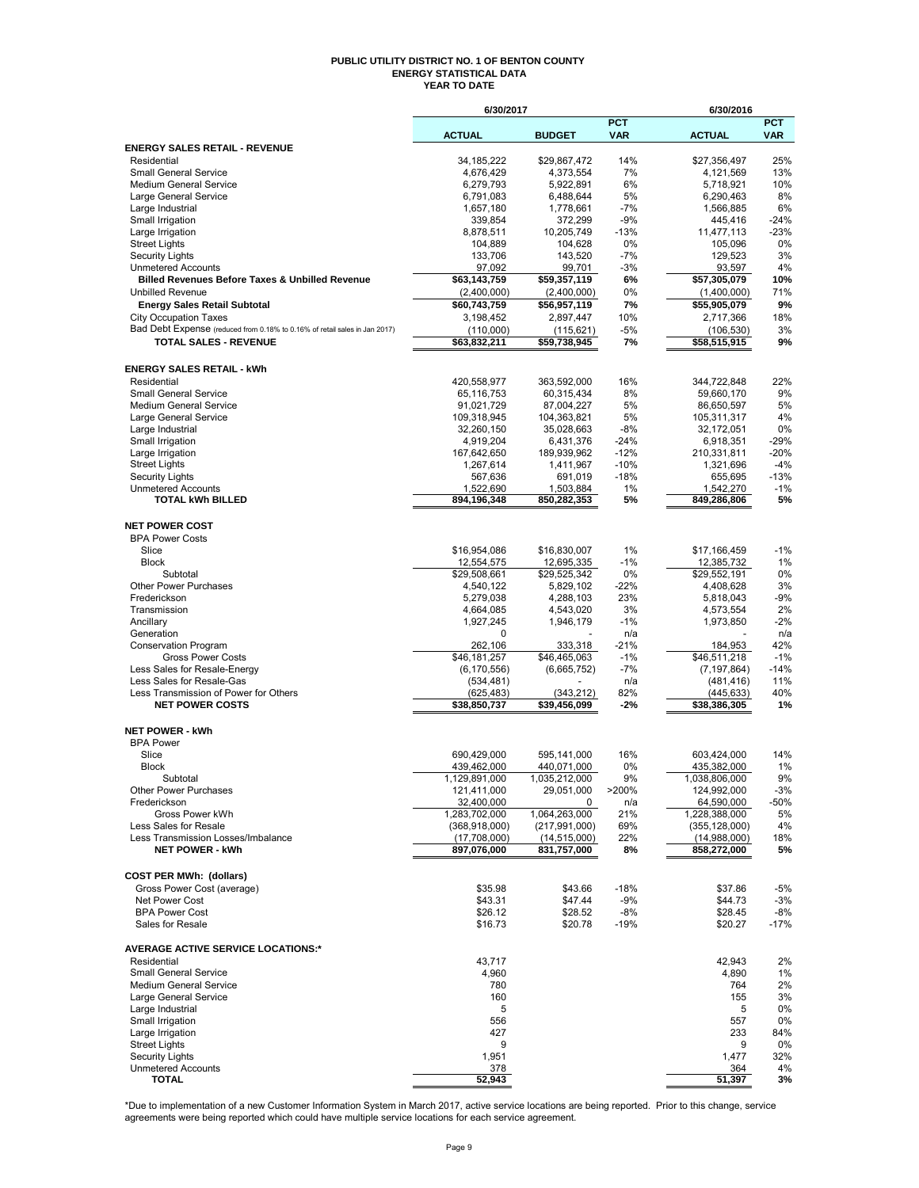# PUBLIC UTILITY DISTRICT NO. 1 OF BENTON COUNTY
## ENERGY STATISTICAL DATA
### YEAR TO DATE

| | 6/30/2017 | | | 6/30/2016 | |
|---|---|---|---|---|---|
| | ACTUAL | BUDGET | PCT VAR | ACTUAL | PCT VAR |
| **ENERGY SALES RETAIL - REVENUE** | | | | | |
| Residential | 34,185,222 | $29,867,472 | 14% | $27,356,497 | 25% |
| Small General Service | 4,676,429 | 4,373,554 | 7% | 4,121,569 | 13% |
| Medium General Service | 6,279,793 | 5,922,891 | 6% | 5,718,921 | 10% |
| Large General Service | 6,791,083 | 6,488,644 | 5% | 6,290,463 | 8% |
| Large Industrial | 1,657,180 | 1,778,661 | -7% | 1,566,885 | 6% |
| Small Irrigation | 339,854 | 372,299 | -9% | 445,416 | -24% |
| Large Irrigation | 8,878,511 | 10,205,749 | -13% | 11,477,113 | -23% |
| Street Lights | 104,889 | 104,628 | 0% | 105,096 | 0% |
| Security Lights | 133,706 | 143,520 | -7% | 129,523 | 3% |
| Unmetered Accounts | 97,092 | 99,701 | -3% | 93,597 | 4% |
| **Billed Revenues Before Taxes & Unbilled Revenue** | **$63,143,759** | **$59,357,119** | **6%** | **$57,305,079** | **10%** |
| Unbilled Revenue | (2,400,000) | (2,400,000) | 0% | (1,400,000) | 71% |
| **Energy Sales Retail Subtotal** | **$60,743,759** | **$56,957,119** | **7%** | **$55,905,079** | **9%** |
| City Occupation Taxes | 3,198,452 | 2,897,447 | 10% | 2,717,366 | 18% |
| Bad Debt Expense (reduced from 0.18% to 0.16% of retail sales in Jan 2017) | (110,000) | (115,621) | -5% | (106,530) | 3% |
| **TOTAL SALES - REVENUE** | **$63,832,211** | **$59,738,945** | **7%** | **$58,515,915** | **9%** |
| | | | | | |
| **ENERGY SALES RETAIL - kWh** | | | | | |
| Residential | 420,558,977 | 363,592,000 | 16% | 344,722,848 | 22% |
| Small General Service | 65,116,753 | 60,315,434 | 8% | 59,660,170 | 9% |
| Medium General Service | 91,021,729 | 87,004,227 | 5% | 86,650,597 | 5% |
| Large General Service | 109,318,945 | 104,363,821 | 5% | 105,311,317 | 4% |
| Large Industrial | 32,260,150 | 35,028,663 | -8% | 32,172,051 | 0% |
| Small Irrigation | 4,919,204 | 6,431,376 | -24% | 6,918,351 | -29% |
| Large Irrigation | 167,642,650 | 189,939,962 | -12% | 210,331,811 | -20% |
| Street Lights | 1,267,614 | 1,411,967 | -10% | 1,321,696 | -4% |
| Security Lights | 567,636 | 691,019 | -18% | 655,695 | -13% |
| Unmetered Accounts | 1,522,690 | 1,503,884 | 1% | 1,542,270 | -1% |
| **TOTAL kWh BILLED** | **894,196,348** | **850,282,353** | **5%** | **849,286,806** | **5%** |
| | | | | | |
| **NET POWER COST** | | | | | |
| BPA Power Costs | | | | | |
| Slice | $16,954,086 | $16,830,007 | 1% | $17,166,459 | -1% |
| Block | 12,554,575 | 12,695,335 | -1% | 12,385,732 | 1% |
| Subtotal | $29,508,661 | $29,525,342 | 0% | $29,552,191 | 0% |
| Other Power Purchases | 4,540,122 | 5,829,102 | -22% | 4,408,628 | 3% |
| Frederickson | 5,279,038 | 4,288,103 | 23% | 5,818,043 | -9% |
| Transmission | 4,664,085 | 4,543,020 | 3% | 4,573,554 | 2% |
| Ancillary | 1,927,245 | 1,946,179 | -1% | 1,973,850 | -2% |
| Generation | 0 | - | n/a | - | n/a |
| Conservation Program | 262,106 | 333,318 | -21% | 184,953 | 42% |
| Gross Power Costs | $46,181,257 | $46,465,063 | -1% | $46,511,218 | -1% |
| Less Sales for Resale-Energy | (6,170,556) | (6,665,752) | -7% | (7,197,864) | -14% |
| Less Sales for Resale-Gas | (534,481) | - | n/a | (481,416) | 11% |
| Less Transmission of Power for Others | (625,483) | (343,212) | 82% | (445,633) | 40% |
| **NET POWER COSTS** | **$38,850,737** | **$39,456,099** | **-2%** | **$38,386,305** | **1%** |
| | | | | | |
| **NET POWER - kWh** | | | | | |
| BPA Power | | | | | |
| Slice | 690,429,000 | 595,141,000 | 16% | 603,424,000 | 14% |
| Block | 439,462,000 | 440,071,000 | 0% | 435,382,000 | 1% |
| Subtotal | 1,129,891,000 | 1,035,212,000 | 9% | 1,038,806,000 | 9% |
| Other Power Purchases | 121,411,000 | 29,051,000 | >200% | 124,992,000 | -3% |
| Frederickson | 32,400,000 | 0 | n/a | 64,590,000 | -50% |
| Gross Power kWh | 1,283,702,000 | 1,064,263,000 | 21% | 1,228,388,000 | 5% |
| Less Sales for Resale | (368,918,000) | (217,991,000) | 69% | (355,128,000) | 4% |
| Less Transmission Losses/Imbalance | (17,708,000) | (14,515,000) | 22% | (14,988,000) | 18% |
| **NET POWER - kWh** | **897,076,000** | **831,757,000** | **8%** | **858,272,000** | **5%** |
| | | | | | |
| **COST PER MWh: (dollars)** | | | | | |
| Gross Power Cost (average) | $35.98 | $43.66 | -18% | $37.86 | -5% |
| Net Power Cost | $43.31 | $47.44 | -9% | $44.73 | -3% |
| BPA Power Cost | $26.12 | $28.52 | -8% | $28.45 | -8% |
| Sales for Resale | $16.73 | $20.78 | -19% | $20.27 | -17% |
| | | | | | |
| **AVERAGE ACTIVE SERVICE LOCATIONS:*** | | | | | |
| Residential | 43,717 | | | 42,943 | 2% |
| Small General Service | 4,960 | | | 4,890 | 1% |
| Medium General Service | 780 | | | 764 | 2% |
| Large General Service | 160 | | | 155 | 3% |
| Large Industrial | 5 | | | 5 | 0% |
| Small Irrigation | 556 | | | 557 | 0% |
| Large Irrigation | 427 | | | 233 | 84% |
| Street Lights | 9 | | | 9 | 0% |
| Security Lights | 1,951 | | | 1,477 | 32% |
| Unmetered Accounts | 378 | | | 364 | 4% |
| **TOTAL** | **52,943** | | | **51,397** | **3%** |

*Due to implementation of a new Customer Information System in March 2017, active service locations are being reported. Prior to this change, service agreements were being reported which could have multiple service locations for each service agreement.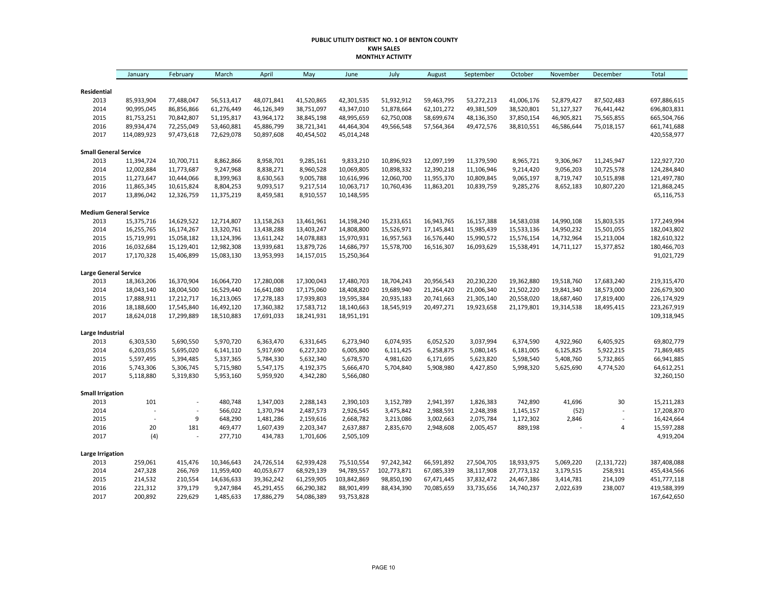**PUBLIC UTILITY DISTRICT NO. 1 OF BENTON COUNTY**
**KWH SALES**
**MONTHLY ACTIVITY**

| | January | February | March | April | May | June | July | August | September | October | November | December | Total |
|---|---|---|---|---|---|---|---|---|---|---|---|---|---|
| **Residential** | | | | | | | | | | | | | |
| 2013 | 85,933,904 | 77,488,047 | 56,513,417 | 48,071,841 | 41,520,865 | 42,301,535 | 51,932,912 | 59,463,795 | 53,272,213 | 41,006,176 | 52,879,427 | 87,502,483 | 697,886,615 |
| 2014 | 90,995,045 | 86,856,866 | 61,276,449 | 46,126,349 | 38,751,097 | 43,347,010 | 51,878,664 | 62,101,272 | 49,381,509 | 38,520,801 | 51,127,327 | 76,441,442 | 696,803,831 |
| 2015 | 81,753,251 | 70,842,807 | 51,195,817 | 43,964,172 | 38,845,198 | 48,995,659 | 62,750,008 | 58,699,674 | 48,136,350 | 37,850,154 | 46,905,821 | 75,565,855 | 665,504,766 |
| 2016 | 89,934,474 | 72,255,049 | 53,460,881 | 45,886,799 | 38,721,341 | 44,464,304 | 49,566,548 | 57,564,364 | 49,472,576 | 38,810,551 | 46,586,644 | 75,018,157 | 661,741,688 |
| 2017 | 114,089,923 | 97,473,618 | 72,629,078 | 50,897,608 | 40,454,502 | 45,014,248 | | | | | | | 420,558,977 |
| **Small General Service** | | | | | | | | | | | | | |
| 2013 | 11,394,724 | 10,700,711 | 8,862,866 | 8,958,701 | 9,285,161 | 9,833,210 | 10,896,923 | 12,097,199 | 11,379,590 | 8,965,721 | 9,306,967 | 11,245,947 | 122,927,720 |
| 2014 | 12,002,884 | 11,773,687 | 9,247,968 | 8,838,271 | 8,960,528 | 10,069,805 | 10,898,332 | 12,390,218 | 11,106,946 | 9,214,420 | 9,056,203 | 10,725,578 | 124,284,840 |
| 2015 | 11,273,647 | 10,444,066 | 8,399,963 | 8,630,563 | 9,005,788 | 10,616,996 | 12,060,700 | 11,955,370 | 10,809,845 | 9,065,197 | 8,719,747 | 10,515,898 | 121,497,780 |
| 2016 | 11,865,345 | 10,615,824 | 8,804,253 | 9,093,517 | 9,217,514 | 10,063,717 | 10,760,436 | 11,863,201 | 10,839,759 | 9,285,276 | 8,652,183 | 10,807,220 | 121,868,245 |
| 2017 | 13,896,042 | 12,326,759 | 11,375,219 | 8,459,581 | 8,910,557 | 10,148,595 | | | | | | | 65,116,753 |
| **Medium General Service** | | | | | | | | | | | | | |
| 2013 | 15,375,716 | 14,629,522 | 12,714,807 | 13,158,263 | 13,461,961 | 14,198,240 | 15,233,651 | 16,943,765 | 16,157,388 | 14,583,038 | 14,990,108 | 15,803,535 | 177,249,994 |
| 2014 | 16,255,765 | 16,174,267 | 13,320,761 | 13,438,288 | 13,403,247 | 14,808,800 | 15,526,971 | 17,145,841 | 15,985,439 | 15,533,136 | 14,950,232 | 15,501,055 | 182,043,802 |
| 2015 | 15,719,991 | 15,058,182 | 13,124,396 | 13,611,242 | 14,078,883 | 15,970,931 | 16,957,563 | 16,576,440 | 15,990,572 | 15,576,154 | 14,732,964 | 15,213,004 | 182,610,322 |
| 2016 | 16,032,684 | 15,129,401 | 12,982,308 | 13,939,681 | 13,879,726 | 14,686,797 | 15,578,700 | 16,516,307 | 16,093,629 | 15,538,491 | 14,711,127 | 15,377,852 | 180,466,703 |
| 2017 | 17,170,328 | 15,406,899 | 15,083,130 | 13,953,993 | 14,157,015 | 15,250,364 | | | | | | | 91,021,729 |
| **Large General Service** | | | | | | | | | | | | | |
| 2013 | 18,363,206 | 16,370,904 | 16,064,720 | 17,280,008 | 17,300,043 | 17,480,703 | 18,704,243 | 20,956,543 | 20,230,220 | 19,362,880 | 19,518,760 | 17,683,240 | 219,315,470 |
| 2014 | 18,043,140 | 18,004,500 | 16,529,440 | 16,641,080 | 17,175,060 | 18,408,820 | 19,689,940 | 21,264,420 | 21,006,340 | 21,502,220 | 19,841,340 | 18,573,000 | 226,679,300 |
| 2015 | 17,888,911 | 17,212,717 | 16,213,065 | 17,278,183 | 17,939,803 | 19,595,384 | 20,935,183 | 20,741,663 | 21,305,140 | 20,558,020 | 18,687,460 | 17,819,400 | 226,174,929 |
| 2016 | 18,188,600 | 17,545,840 | 16,492,120 | 17,360,382 | 17,583,712 | 18,140,663 | 18,545,919 | 20,497,271 | 19,923,658 | 21,179,801 | 19,314,538 | 18,495,415 | 223,267,919 |
| 2017 | 18,624,018 | 17,299,889 | 18,510,883 | 17,691,033 | 18,241,931 | 18,951,191 | | | | | | | 109,318,945 |
| **Large Industrial** | | | | | | | | | | | | | |
| 2013 | 6,303,530 | 5,690,550 | 5,970,720 | 6,363,470 | 6,331,645 | 6,273,940 | 6,074,935 | 6,052,520 | 3,037,994 | 6,374,590 | 4,922,960 | 6,405,925 | 69,802,779 |
| 2014 | 6,203,055 | 5,695,020 | 6,141,110 | 5,917,690 | 6,227,320 | 6,005,800 | 6,111,425 | 6,258,875 | 5,080,145 | 6,181,005 | 6,125,825 | 5,922,215 | 71,869,485 |
| 2015 | 5,597,495 | 5,394,485 | 5,337,365 | 5,784,330 | 5,632,340 | 5,678,570 | 4,981,620 | 6,171,695 | 5,623,820 | 5,598,540 | 5,408,760 | 5,732,865 | 66,941,885 |
| 2016 | 5,743,306 | 5,306,745 | 5,715,980 | 5,547,175 | 4,192,375 | 5,666,470 | 5,704,840 | 5,908,980 | 4,427,850 | 5,998,320 | 5,625,690 | 4,774,520 | 64,612,251 |
| 2017 | 5,118,880 | 5,319,830 | 5,953,160 | 5,959,920 | 4,342,280 | 5,566,080 | | | | | | | 32,260,150 |
| **Small Irrigation** | | | | | | | | | | | | | |
| 2013 | 101 | - | 480,748 | 1,347,003 | 2,288,143 | 2,390,103 | 3,152,789 | 2,941,397 | 1,826,383 | 742,890 | 41,696 | 30 | 15,211,283 |
| 2014 | - | - | 566,022 | 1,370,794 | 2,487,573 | 2,926,545 | 3,475,842 | 2,988,591 | 2,248,398 | 1,145,157 | (52) | - | 17,208,870 |
| 2015 | - | 9 | 648,290 | 1,481,286 | 2,159,616 | 2,668,782 | 3,213,086 | 3,002,663 | 2,075,784 | 1,172,302 | 2,846 | - | 16,424,664 |
| 2016 | 20 | 181 | 469,477 | 1,607,439 | 2,203,347 | 2,637,887 | 2,835,670 | 2,948,608 | 2,005,457 | 889,198 | - | 4 | 15,597,288 |
| 2017 | (4) | - | 277,710 | 434,783 | 1,701,606 | 2,505,109 | | | | | | | 4,919,204 |
| **Large Irrigation** | | | | | | | | | | | | | |
| 2013 | 259,061 | 415,476 | 10,346,643 | 24,726,514 | 62,939,428 | 75,510,554 | 97,242,342 | 66,591,892 | 27,504,705 | 18,933,975 | 5,069,220 | (2,131,722) | 387,408,088 |
| 2014 | 247,328 | 266,769 | 11,959,400 | 40,053,677 | 68,929,139 | 94,789,557 | 102,773,871 | 67,085,339 | 38,117,908 | 27,773,132 | 3,179,515 | 258,931 | 455,434,566 |
| 2015 | 214,532 | 210,554 | 14,636,633 | 39,362,242 | 61,259,905 | 103,842,869 | 98,850,190 | 67,471,445 | 37,832,472 | 24,467,386 | 3,414,781 | 214,109 | 451,777,118 |
| 2016 | 221,312 | 379,179 | 9,247,984 | 45,291,455 | 66,290,382 | 88,901,499 | 88,434,390 | 70,085,659 | 33,735,656 | 14,740,237 | 2,022,639 | 238,007 | 419,588,399 |
| 2017 | 200,892 | 229,629 | 1,485,633 | 17,886,279 | 54,086,389 | 93,753,828 | | | | | | | 167,642,650 |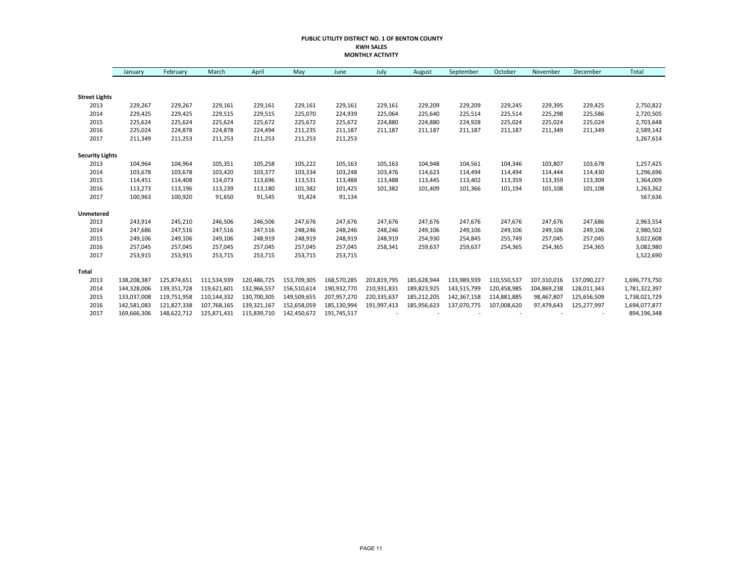**PUBLIC UTILITY DISTRICT NO. 1 OF BENTON COUNTY**
**KWH SALES**
**MONTHLY ACTIVITY**

| | January | February | March | April | May | June | July | August | September | October | November | December | Total |
|---|---|---|---|---|---|---|---|---|---|---|---|---|---|
| **Street Lights** | | | | | | | | | | | | | |
| 2013 | 229,267 | 229,267 | 229,161 | 229,161 | 229,161 | 229,161 | 229,161 | 229,209 | 229,209 | 229,245 | 229,395 | 229,425 | 2,750,822 |
| 2014 | 229,425 | 229,425 | 229,515 | 229,515 | 225,070 | 224,939 | 225,064 | 225,640 | 225,514 | 225,514 | 225,298 | 225,586 | 2,720,505 |
| 2015 | 225,624 | 225,624 | 225,624 | 225,672 | 225,672 | 225,672 | 224,880 | 224,880 | 224,928 | 225,024 | 225,024 | 225,024 | 2,703,648 |
| 2016 | 225,024 | 224,878 | 224,878 | 224,494 | 211,235 | 211,187 | 211,187 | 211,187 | 211,187 | 211,187 | 211,349 | 211,349 | 2,589,142 |
| 2017 | 211,349 | 211,253 | 211,253 | 211,253 | 211,253 | 211,253 | | | | | | | 1,267,614 |
| **Security Lights** | | | | | | | | | | | | | |
| 2013 | 104,964 | 104,964 | 105,351 | 105,258 | 105,222 | 105,163 | 105,163 | 104,948 | 104,561 | 104,346 | 103,807 | 103,678 | 1,257,425 |
| 2014 | 103,678 | 103,678 | 103,420 | 103,377 | 103,334 | 103,248 | 103,476 | 114,623 | 114,494 | 114,494 | 114,444 | 114,430 | 1,296,696 |
| 2015 | 114,451 | 114,408 | 114,073 | 113,696 | 113,531 | 113,488 | 113,488 | 113,445 | 113,402 | 113,359 | 113,359 | 113,309 | 1,364,009 |
| 2016 | 113,273 | 113,196 | 113,239 | 113,180 | 101,382 | 101,425 | 101,382 | 101,409 | 101,366 | 101,194 | 101,108 | 101,108 | 1,263,262 |
| 2017 | 100,963 | 100,920 | 91,650 | 91,545 | 91,424 | 91,134 | | | | | | | 567,636 |
| **Unmetered** | | | | | | | | | | | | | |
| 2013 | 243,914 | 245,210 | 246,506 | 246,506 | 247,676 | 247,676 | 247,676 | 247,676 | 247,676 | 247,676 | 247,676 | 247,686 | 2,963,554 |
| 2014 | 247,686 | 247,516 | 247,516 | 247,516 | 248,246 | 248,246 | 248,246 | 249,106 | 249,106 | 249,106 | 249,106 | 249,106 | 2,980,502 |
| 2015 | 249,106 | 249,106 | 249,106 | 248,919 | 248,919 | 248,919 | 248,919 | 254,930 | 254,845 | 255,749 | 257,045 | 257,045 | 3,022,608 |
| 2016 | 257,045 | 257,045 | 257,045 | 257,045 | 257,045 | 257,045 | 258,341 | 259,637 | 259,637 | 254,365 | 254,365 | 254,365 | 3,082,980 |
| 2017 | 253,915 | 253,915 | 253,715 | 253,715 | 253,715 | 253,715 | | | | | | | 1,522,690 |
| **Total** | | | | | | | | | | | | | |
| 2013 | 138,208,387 | 125,874,651 | 111,534,939 | 120,486,725 | 153,709,305 | 168,570,285 | 203,819,795 | 185,628,944 | 133,989,939 | 110,550,537 | 107,310,016 | 137,090,227 | 1,696,773,750 |
| 2014 | 144,328,006 | 139,351,728 | 119,621,601 | 132,966,557 | 156,510,614 | 190,932,770 | 210,931,831 | 189,823,925 | 143,515,799 | 120,458,985 | 104,869,238 | 128,011,343 | 1,781,322,397 |
| 2015 | 133,037,008 | 119,751,958 | 110,144,332 | 130,700,305 | 149,509,655 | 207,957,270 | 220,335,637 | 185,212,205 | 142,367,158 | 114,881,885 | 98,467,807 | 125,656,509 | 1,738,021,729 |
| 2016 | 142,581,083 | 121,827,338 | 107,768,165 | 139,321,167 | 152,658,059 | 185,130,994 | 191,997,413 | 185,956,623 | 137,070,775 | 107,008,620 | 97,479,643 | 125,277,997 | 1,694,077,877 |
| 2017 | 169,666,306 | 148,622,712 | 125,871,431 | 115,839,710 | 142,450,672 | 191,745,517 | - | - | - | - | - | - | 894,196,348 |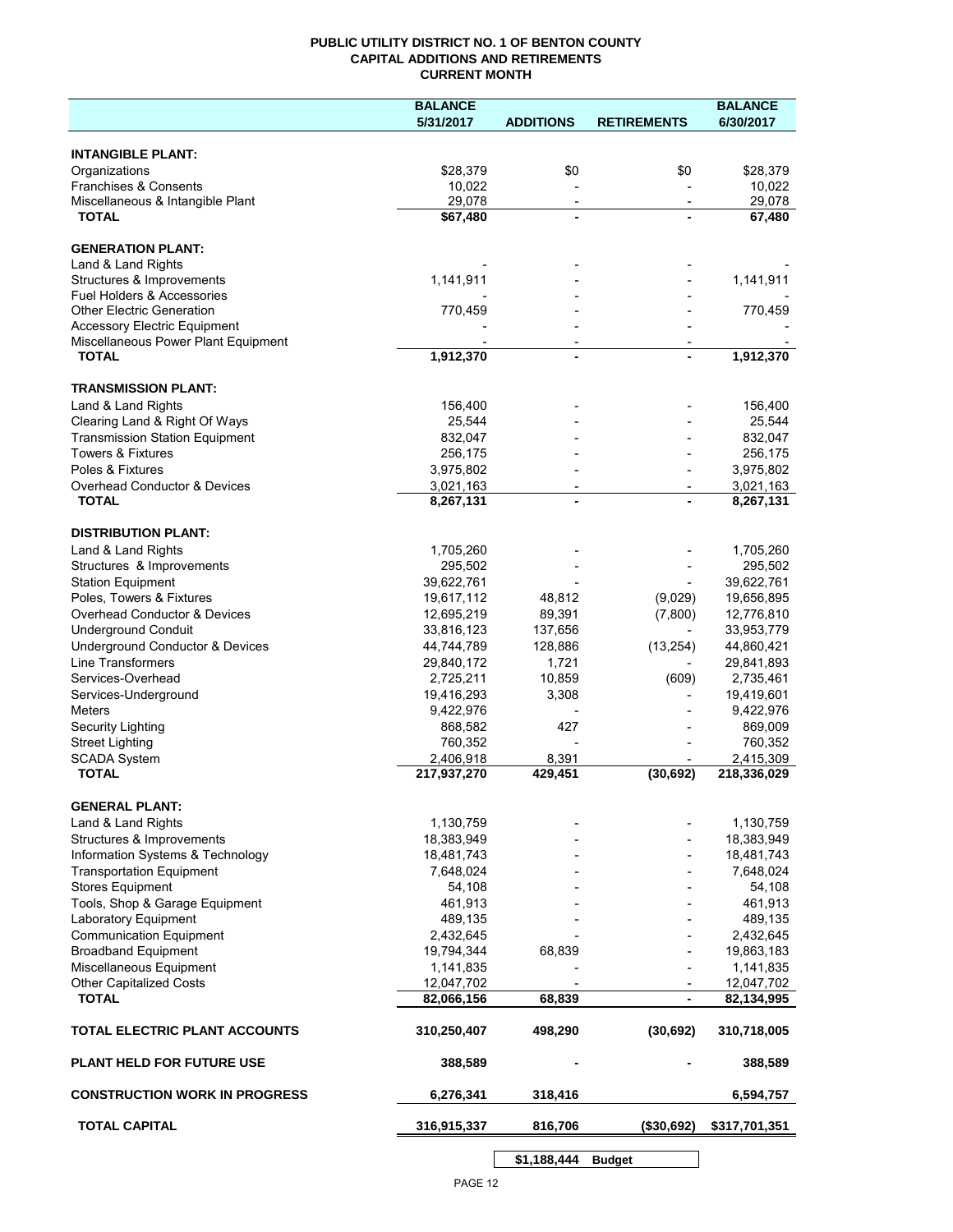# PUBLIC UTILITY DISTRICT NO. 1 OF BENTON COUNTY
## CAPITAL ADDITIONS AND RETIREMENTS
### CURRENT MONTH

| | BALANCE 5/31/2017 | ADDITIONS | RETIREMENTS | BALANCE 6/30/2017 |
|---|---|---|---|---|
| **INTANGIBLE PLANT:** | | | | |
| Organizations | $28,379 | $0 | $0 | $28,379 |
| Franchises & Consents | 10,022 | - | - | 10,022 |
| Miscellaneous & Intangible Plant | 29,078 | - | - | 29,078 |
| **TOTAL** | **$67,480** | **-** | **-** | **67,480** |
| **GENERATION PLANT:** | | | | |
| Land & Land Rights | - | - | - | - |
| Structures & Improvements | 1,141,911 | - | - | 1,141,911 |
| Fuel Holders & Accessories | - | - | - | - |
| Other Electric Generation | 770,459 | - | - | 770,459 |
| Accessory Electric Equipment | - | - | - | - |
| Miscellaneous Power Plant Equipment | - | - | - | - |
| **TOTAL** | **1,912,370** | **-** | **-** | **1,912,370** |
| **TRANSMISSION PLANT:** | | | | |
| Land & Land Rights | 156,400 | - | - | 156,400 |
| Clearing Land & Right Of Ways | 25,544 | - | - | 25,544 |
| Transmission Station Equipment | 832,047 | - | - | 832,047 |
| Towers & Fixtures | 256,175 | - | - | 256,175 |
| Poles & Fixtures | 3,975,802 | - | - | 3,975,802 |
| Overhead Conductor & Devices | 3,021,163 | - | - | 3,021,163 |
| **TOTAL** | **8,267,131** | **-** | **-** | **8,267,131** |
| **DISTRIBUTION PLANT:** | | | | |
| Land & Land Rights | 1,705,260 | - | - | 1,705,260 |
| Structures & Improvements | 295,502 | - | - | 295,502 |
| Station Equipment | 39,622,761 | - | - | 39,622,761 |
| Poles, Towers & Fixtures | 19,617,112 | 48,812 | (9,029) | 19,656,895 |
| Overhead Conductor & Devices | 12,695,219 | 89,391 | (7,800) | 12,776,810 |
| Underground Conduit | 33,816,123 | 137,656 | - | 33,953,779 |
| Underground Conductor & Devices | 44,744,789 | 128,886 | (13,254) | 44,860,421 |
| Line Transformers | 29,840,172 | 1,721 | - | 29,841,893 |
| Services-Overhead | 2,725,211 | 10,859 | (609) | 2,735,461 |
| Services-Underground | 19,416,293 | 3,308 | - | 19,419,601 |
| Meters | 9,422,976 | - | - | 9,422,976 |
| Security Lighting | 868,582 | 427 | - | 869,009 |
| Street Lighting | 760,352 | - | - | 760,352 |
| SCADA System | 2,406,918 | 8,391 | - | 2,415,309 |
| **TOTAL** | **217,937,270** | **429,451** | **(30,692)** | **218,336,029** |
| **GENERAL PLANT:** | | | | |
| Land & Land Rights | 1,130,759 | - | - | 1,130,759 |
| Structures & Improvements | 18,383,949 | - | - | 18,383,949 |
| Information Systems & Technology | 18,481,743 | - | - | 18,481,743 |
| Transportation Equipment | 7,648,024 | - | - | 7,648,024 |
| Stores Equipment | 54,108 | - | - | 54,108 |
| Tools, Shop & Garage Equipment | 461,913 | - | - | 461,913 |
| Laboratory Equipment | 489,135 | - | - | 489,135 |
| Communication Equipment | 2,432,645 | - | - | 2,432,645 |
| Broadband Equipment | 19,794,344 | 68,839 | - | 19,863,183 |
| Miscellaneous Equipment | 1,141,835 | - | - | 1,141,835 |
| Other Capitalized Costs | 12,047,702 | - | - | 12,047,702 |
| **TOTAL** | **82,066,156** | **68,839** | **-** | **82,134,995** |
| **TOTAL ELECTRIC PLANT ACCOUNTS** | **310,250,407** | **498,290** | **(30,692)** | **310,718,005** |
| **PLANT HELD FOR FUTURE USE** | **388,589** | **-** | **-** | **388,589** |
| **CONSTRUCTION WORK IN PROGRESS** | **6,276,341** | **318,416** | | **6,594,757** |
| **TOTAL CAPITAL** | **316,915,337** | **816,706** | **($30,692)** | **$317,701,351** |

| | |
|---|---|
| **$1,188,444** | **Budget** |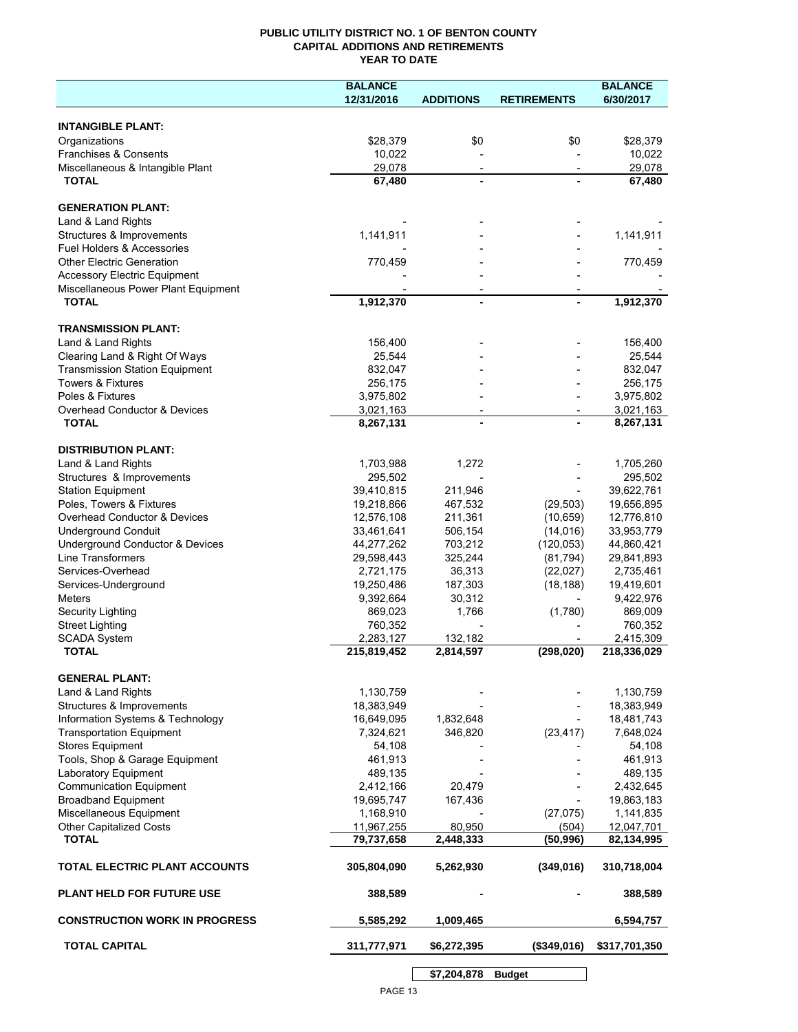# PUBLIC UTILITY DISTRICT NO. 1 OF BENTON COUNTY
## CAPITAL ADDITIONS AND RETIREMENTS
## YEAR TO DATE

| | BALANCE 12/31/2016 | ADDITIONS | RETIREMENTS | BALANCE 6/30/2017 |
|---|---|---|---|---|
| **INTANGIBLE PLANT:** | | | | |
| Organizations | $28,379 | $0 | $0 | $28,379 |
| Franchises & Consents | 10,022 | - | - | 10,022 |
| Miscellaneous & Intangible Plant | 29,078 | - | - | 29,078 |
| **TOTAL** | **67,480** | **-** | **-** | **67,480** |
| **GENERATION PLANT:** | | | | |
| Land & Land Rights | - | - | - | - |
| Structures & Improvements | 1,141,911 | - | - | 1,141,911 |
| Fuel Holders & Accessories | - | - | - | - |
| Other Electric Generation | 770,459 | - | - | 770,459 |
| Accessory Electric Equipment | - | - | - | - |
| Miscellaneous Power Plant Equipment | - | - | - | - |
| **TOTAL** | **1,912,370** | **-** | **-** | **1,912,370** |
| **TRANSMISSION PLANT:** | | | | |
| Land & Land Rights | 156,400 | - | - | 156,400 |
| Clearing Land & Right Of Ways | 25,544 | - | - | 25,544 |
| Transmission Station Equipment | 832,047 | - | - | 832,047 |
| Towers & Fixtures | 256,175 | - | - | 256,175 |
| Poles & Fixtures | 3,975,802 | - | - | 3,975,802 |
| Overhead Conductor & Devices | 3,021,163 | - | - | 3,021,163 |
| **TOTAL** | **8,267,131** | **-** | **-** | **8,267,131** |
| **DISTRIBUTION PLANT:** | | | | |
| Land & Land Rights | 1,703,988 | 1,272 | - | 1,705,260 |
| Structures & Improvements | 295,502 | - | - | 295,502 |
| Station Equipment | 39,410,815 | 211,946 | - | 39,622,761 |
| Poles, Towers & Fixtures | 19,218,866 | 467,532 | (29,503) | 19,656,895 |
| Overhead Conductor & Devices | 12,576,108 | 211,361 | (10,659) | 12,776,810 |
| Underground Conduit | 33,461,641 | 506,154 | (14,016) | 33,953,779 |
| Underground Conductor & Devices | 44,277,262 | 703,212 | (120,053) | 44,860,421 |
| Line Transformers | 29,598,443 | 325,244 | (81,794) | 29,841,893 |
| Services-Overhead | 2,721,175 | 36,313 | (22,027) | 2,735,461 |
| Services-Underground | 19,250,486 | 187,303 | (18,188) | 19,419,601 |
| Meters | 9,392,664 | 30,312 | - | 9,422,976 |
| Security Lighting | 869,023 | 1,766 | (1,780) | 869,009 |
| Street Lighting | 760,352 | - | - | 760,352 |
| SCADA System | 2,283,127 | 132,182 | - | 2,415,309 |
| **TOTAL** | **215,819,452** | **2,814,597** | **(298,020)** | **218,336,029** |
| **GENERAL PLANT:** | | | | |
| Land & Land Rights | 1,130,759 | - | - | 1,130,759 |
| Structures & Improvements | 18,383,949 | - | - | 18,383,949 |
| Information Systems & Technology | 16,649,095 | 1,832,648 | - | 18,481,743 |
| Transportation Equipment | 7,324,621 | 346,820 | (23,417) | 7,648,024 |
| Stores Equipment | 54,108 | - | - | 54,108 |
| Tools, Shop & Garage Equipment | 461,913 | - | - | 461,913 |
| Laboratory Equipment | 489,135 | - | - | 489,135 |
| Communication Equipment | 2,412,166 | 20,479 | - | 2,432,645 |
| Broadband Equipment | 19,695,747 | 167,436 | - | 19,863,183 |
| Miscellaneous Equipment | 1,168,910 | - | (27,075) | 1,141,835 |
| Other Capitalized Costs | 11,967,255 | 80,950 | (504) | 12,047,701 |
| **TOTAL** | **79,737,658** | **2,448,333** | **(50,996)** | **82,134,995** |
| **TOTAL ELECTRIC PLANT ACCOUNTS** | **305,804,090** | **5,262,930** | **(349,016)** | **310,718,004** |
| **PLANT HELD FOR FUTURE USE** | **388,589** | **-** | **-** | **388,589** |
| **CONSTRUCTION WORK IN PROGRESS** | **5,585,292** | **1,009,465** | | **6,594,757** |
| **TOTAL CAPITAL** | **311,777,971** | **$6,272,395** | **($349,016)** | **$317,701,350** |
| | | **$7,204,878** | **Budget** | |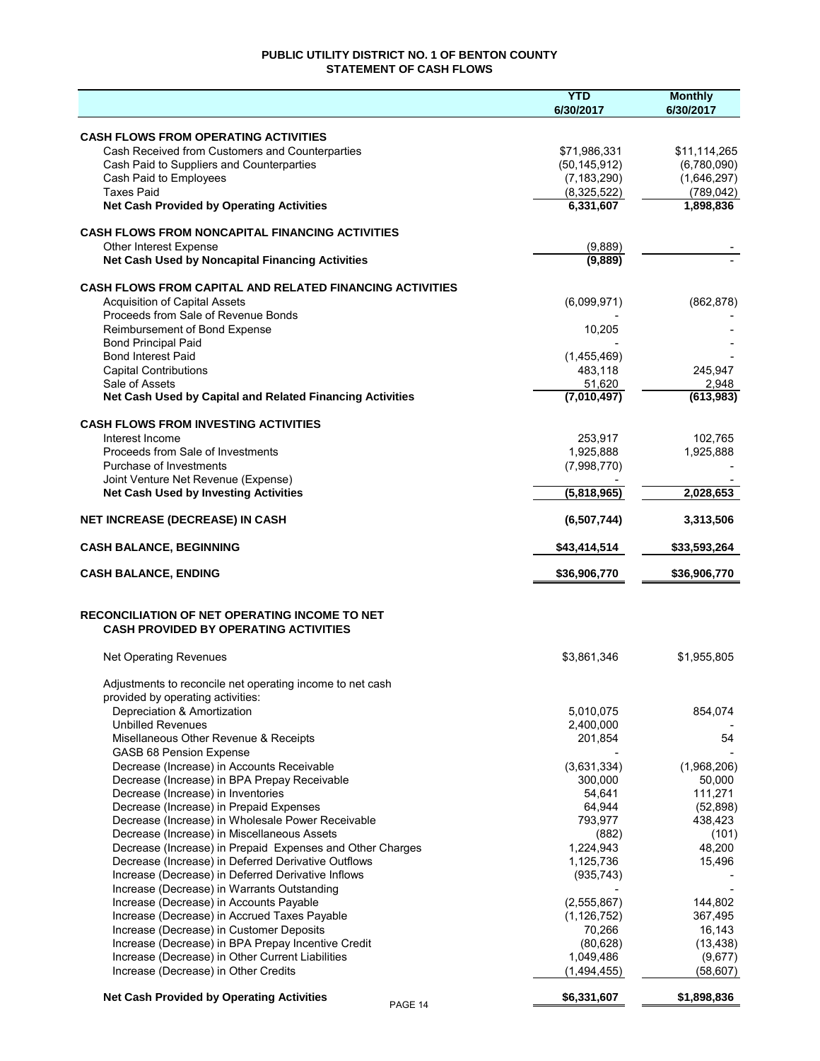# PUBLIC UTILITY DISTRICT NO. 1 OF BENTON COUNTY
## STATEMENT OF CASH FLOWS

| | YTD 6/30/2017 | Monthly 6/30/2017 |
|---|---|---|
| **CASH FLOWS FROM OPERATING ACTIVITIES** | | |
| Cash Received from Customers and Counterparties | $71,986,331 | $11,114,265 |
| Cash Paid to Suppliers and Counterparties | (50,145,912) | (6,780,090) |
| Cash Paid to Employees | (7,183,290) | (1,646,297) |
| Taxes Paid | (8,325,522) | (789,042) |
| **Net Cash Provided by Operating Activities** | **6,331,607** | **1,898,836** |
| **CASH FLOWS FROM NONCAPITAL FINANCING ACTIVITIES** | | |
| Other Interest Expense | (9,889) | - |
| **Net Cash Used by Noncapital Financing Activities** | **(9,889)** | - |
| **CASH FLOWS FROM CAPITAL AND RELATED FINANCING ACTIVITIES** | | |
| Acquisition of Capital Assets | (6,099,971) | (862,878) |
| Proceeds from Sale of Revenue Bonds | - | - |
| Reimbursement of Bond Expense | 10,205 | - |
| Bond Principal Paid | - | - |
| Bond Interest Paid | (1,455,469) | - |
| Capital Contributions | 483,118 | 245,947 |
| Sale of Assets | 51,620 | 2,948 |
| **Net Cash Used by Capital and Related Financing Activities** | **(7,010,497)** | **(613,983)** |
| **CASH FLOWS FROM INVESTING ACTIVITIES** | | |
| Interest Income | 253,917 | 102,765 |
| Proceeds from Sale of Investments | 1,925,888 | 1,925,888 |
| Purchase of Investments | (7,998,770) | - |
| Joint Venture Net Revenue (Expense) | - | - |
| **Net Cash Used by Investing Activities** | **(5,818,965)** | **2,028,653** |
| **NET INCREASE (DECREASE) IN CASH** | **(6,507,744)** | **3,313,506** |
| **CASH BALANCE, BEGINNING** | **$43,414,514** | **$33,593,264** |
| **CASH BALANCE, ENDING** | **$36,906,770** | **$36,906,770** |

**RECONCILIATION OF NET OPERATING INCOME TO NET CASH PROVIDED BY OPERATING ACTIVITIES**

| | YTD 6/30/2017 | Monthly 6/30/2017 |
|---|---|---|
| Net Operating Revenues | $3,861,346 | $1,955,805 |
| Adjustments to reconcile net operating income to net cash provided by operating activities: | | |
| Depreciation & Amortization | 5,010,075 | 854,074 |
| Unbilled Revenues | 2,400,000 | - |
| Misellaneous Other Revenue & Receipts | 201,854 | 54 |
| GASB 68 Pension Expense | - | - |
| Decrease (Increase) in Accounts Receivable | (3,631,334) | (1,968,206) |
| Decrease (Increase) in BPA Prepay Receivable | 300,000 | 50,000 |
| Decrease (Increase) in Inventories | 54,641 | 111,271 |
| Decrease (Increase) in Prepaid Expenses | 64,944 | (52,898) |
| Decrease (Increase) in Wholesale Power Receivable | 793,977 | 438,423 |
| Decrease (Increase) in Miscellaneous Assets | (882) | (101) |
| Decrease (Increase) in Prepaid Expenses and Other Charges | 1,224,943 | 48,200 |
| Decrease (Increase) in Deferred Derivative Outflows | 1,125,736 | 15,496 |
| Increase (Decrease) in Deferred Derivative Inflows | (935,743) | - |
| Increase (Decrease) in Warrants Outstanding | - | - |
| Increase (Decrease) in Accounts Payable | (2,555,867) | 144,802 |
| Increase (Decrease) in Accrued Taxes Payable | (1,126,752) | 367,495 |
| Increase (Decrease) in Customer Deposits | 70,266 | 16,143 |
| Increase (Decrease) in BPA Prepay Incentive Credit | (80,628) | (13,438) |
| Increase (Decrease) in Other Current Liabilities | 1,049,486 | (9,677) |
| Increase (Decrease) in Other Credits | (1,494,455) | (58,607) |
| **Net Cash Provided by Operating Activities** | **$6,331,607** | **$1,898,836** |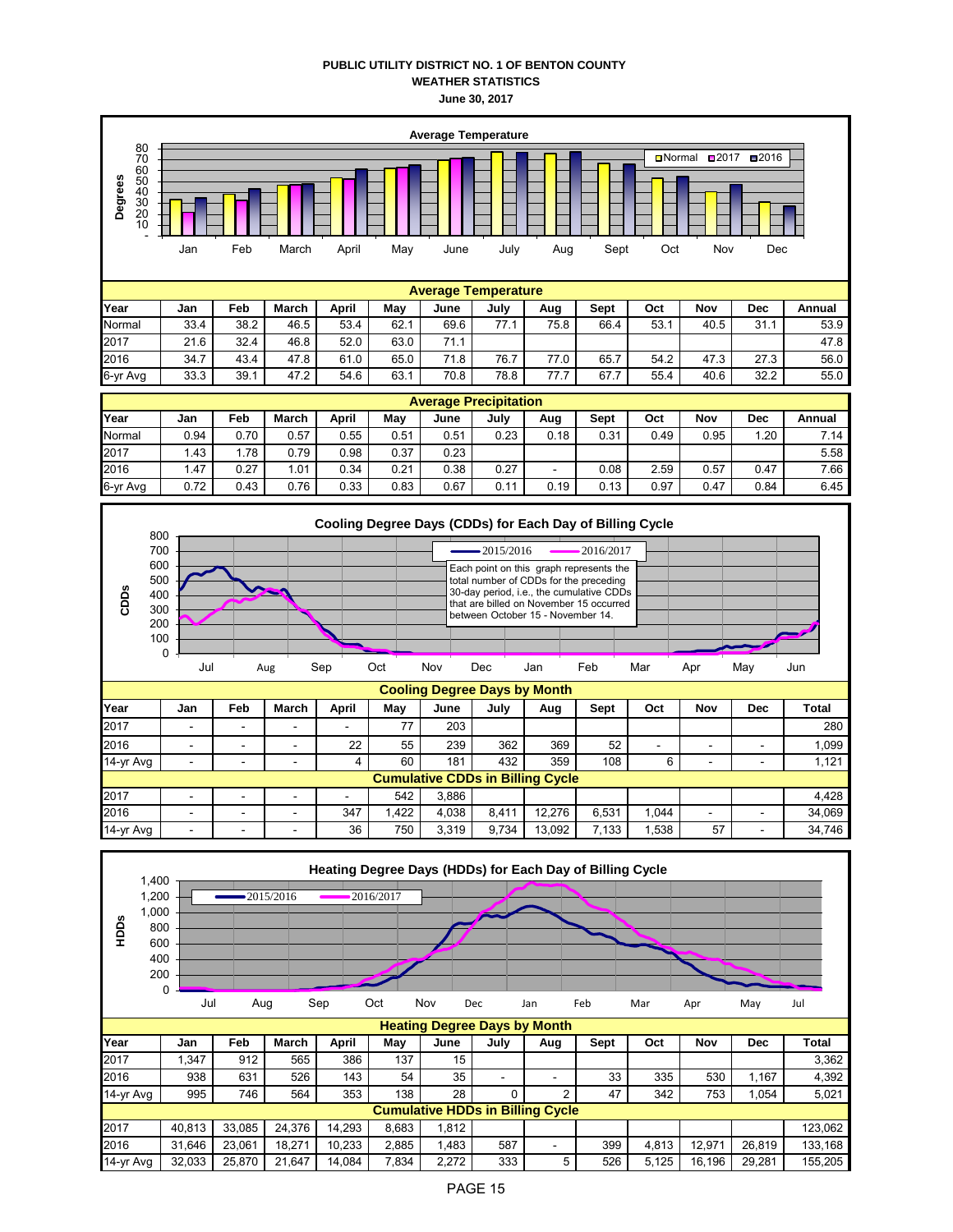# PUBLIC UTILITY DISTRICT NO. 1 OF BENTON COUNTY
## WEATHER STATISTICS
### June 30, 2017

**Average Temperature**

| Year | Jan | Feb | March | April | May | June | July | Aug | Sept | Oct | Nov | Dec | Annual |
|---|---|---|---|---|---|---|---|---|---|---|---|---|---|
| Normal | 33.4 | 38.2 | 46.5 | 53.4 | 62.1 | 69.6 | 77.1 | 75.8 | 66.4 | 53.1 | 40.5 | 31.1 | 53.9 |
| 2017 | 21.6 | 32.4 | 46.8 | 52.0 | 63.0 | 71.1 | | | | | | | 47.8 |
| 2016 | 34.7 | 43.4 | 47.8 | 61.0 | 65.0 | 71.8 | 76.7 | 77.0 | 65.7 | 54.2 | 47.3 | 27.3 | 56.0 |
| 6-yr Avg | 33.3 | 39.1 | 47.2 | 54.6 | 63.1 | 70.8 | 78.8 | 77.7 | 67.7 | 55.4 | 40.6 | 32.2 | 55.0 |

**Average Precipitation**

| Year | Jan | Feb | March | April | May | June | July | Aug | Sept | Oct | Nov | Dec | Annual |
|---|---|---|---|---|---|---|---|---|---|---|---|---|---|
| Normal | 0.94 | 0.70 | 0.57 | 0.55 | 0.51 | 0.51 | 0.23 | 0.18 | 0.31 | 0.49 | 0.95 | 1.20 | 7.14 |
| 2017 | 1.43 | 1.78 | 0.79 | 0.98 | 0.37 | 0.23 | | | | | | | 5.58 |
| 2016 | 1.47 | 0.27 | 1.01 | 0.34 | 0.21 | 0.38 | 0.27 | - | 0.08 | 2.59 | 0.57 | 0.47 | 7.66 |
| 6-yr Avg | 0.72 | 0.43 | 0.76 | 0.33 | 0.83 | 0.67 | 0.11 | 0.19 | 0.13 | 0.97 | 0.47 | 0.84 | 6.45 |

**Cooling Degree Days (CDDs) for Each Day of Billing Cycle**

Each point on this graph represents the total number of CDDs for the preceding 30-day period, i.e., the cumulative CDDs that are billed on November 15 occurred between October 15 - November 14.

**Cooling Degree Days by Month**

| Year | Jan | Feb | March | April | May | June | July | Aug | Sept | Oct | Nov | Dec | Total |
|---|---|---|---|---|---|---|---|---|---|---|---|---|---|
| 2017 | - | - | - | - | 77 | 203 | | | | | | | 280 |
| 2016 | - | - | - | 22 | 55 | 239 | 362 | 369 | 52 | - | - | - | 1,099 |
| 14-yr Avg | - | - | - | 4 | 60 | 181 | 432 | 359 | 108 | 6 | - | - | 1,121 |
| **Cumulative CDDs in Billing Cycle** | | | | | | | | | | | | | |
| 2017 | - | - | - | - | 542 | 3,886 | | | | | | | 4,428 |
| 2016 | - | - | - | 347 | 1,422 | 4,038 | 8,411 | 12,276 | 6,531 | 1,044 | - | - | 34,069 |
| 14-yr Avg | - | - | - | 36 | 750 | 3,319 | 9,734 | 13,092 | 7,133 | 1,538 | 57 | - | 34,746 |

**Heating Degree Days (HDDs) for Each Day of Billing Cycle**

**Heating Degree Days by Month**

| Year | Jan | Feb | March | April | May | June | July | Aug | Sept | Oct | Nov | Dec | Total |
|---|---|---|---|---|---|---|---|---|---|---|---|---|---|
| 2017 | 1,347 | 912 | 565 | 386 | 137 | 15 | | | | | | | 3,362 |
| 2016 | 938 | 631 | 526 | 143 | 54 | 35 | - | - | 33 | 335 | 530 | 1,167 | 4,392 |
| 14-yr Avg | 995 | 746 | 564 | 353 | 138 | 28 | 0 | 2 | 47 | 342 | 753 | 1,054 | 5,021 |
| **Cumulative HDDs in Billing Cycle** | | | | | | | | | | | | | |
| 2017 | 40,813 | 33,085 | 24,376 | 14,293 | 8,683 | 1,812 | | | | | | | 123,062 |
| 2016 | 31,646 | 23,061 | 18,271 | 10,233 | 2,885 | 1,483 | 587 | - | 399 | 4,813 | 12,971 | 26,819 | 133,168 |
| 14-yr Avg | 32,033 | 25,870 | 21,647 | 14,084 | 7,834 | 2,272 | 333 | 5 | 526 | 5,125 | 16,196 | 29,281 | 155,205 |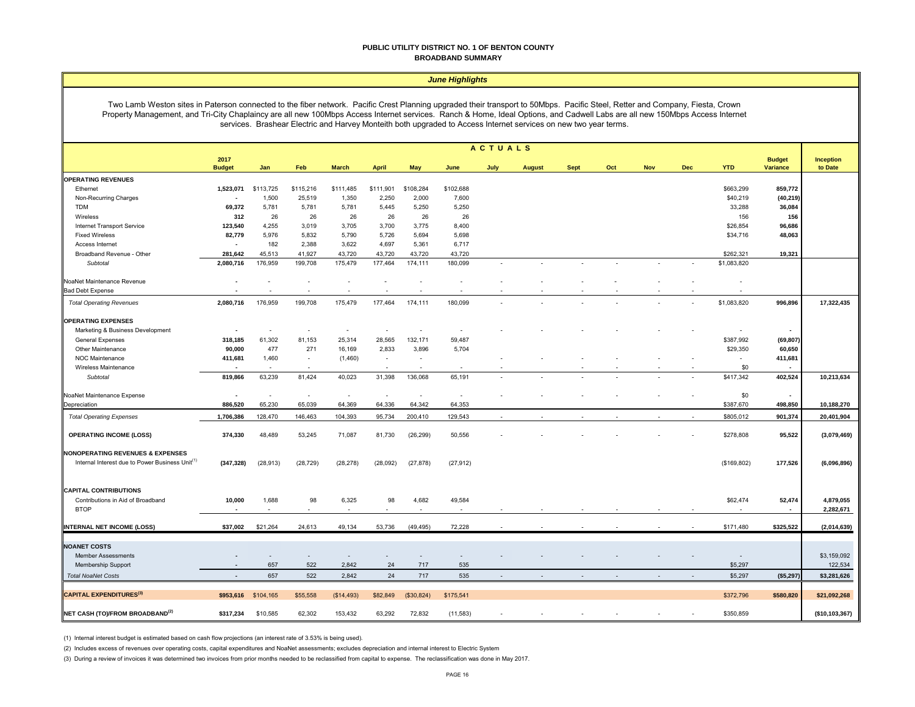**PUBLIC UTILITY DISTRICT NO. 1 OF BENTON COUNTY**
**BROADBAND SUMMARY**

***June Highlights***

Two Lamb Weston sites in Paterson connected to the fiber network. Pacific Crest Planning upgraded their transport to 50Mbps. Pacific Steel, Retter and Company, Fiesta, Crown Property Management, and Tri-City Chaplaincy are all new 100Mbps Access Internet services. Ranch & Home, Ideal Options, and Cadwell Labs are all new 150Mbps Access Internet services. Brashear Electric and Harvey Monteith both upgraded to Access Internet services on new two year terms.

| | 2017 Budget | Jan | Feb | March | April | May | June | July | August | Sept | Oct | Nov | Dec | YTD | Budget Variance | Inception to Date |
|---|---|---|---|---|---|---|---|---|---|---|---|---|---|---|---|---|
| | | ACTUALS | | | | | | | | | | | | | | |
| **OPERATING REVENUES** | | | | | | | | | | | | | | | | |
| Ethernet | 1,523,071 | $113,725 | $115,216 | $111,485 | $111,901 | $108,284 | $102,688 | | | | | | | $663,299 | 859,772 | |
| Non-Recurring Charges | - | 1,500 | 25,519 | 1,350 | 2,250 | 2,000 | 7,600 | | | | | | | $40,219 | (40,219) | |
| TDM | 69,372 | 5,781 | 5,781 | 5,781 | 5,445 | 5,250 | 5,250 | | | | | | | 33,288 | 36,084 | |
| Wireless | 312 | 26 | 26 | 26 | 26 | 26 | 26 | | | | | | | 156 | 156 | |
| Internet Transport Service | 123,540 | 4,255 | 3,019 | 3,705 | 3,700 | 3,775 | 8,400 | | | | | | | $26,854 | 96,686 | |
| Fixed Wireless | 82,779 | 5,976 | 5,832 | 5,790 | 5,726 | 5,694 | 5,698 | | | | | | | $34,716 | 48,063 | |
| Access Internet | - | 182 | 2,388 | 3,622 | 4,697 | 5,361 | 6,717 | | | | | | | | | |
| Broadband Revenue - Other | 281,642 | 45,513 | 41,927 | 43,720 | 43,720 | 43,720 | 43,720 | | | | | | | $262,321 | 19,321 | |
| *Subtotal* | 2,080,716 | 176,959 | 199,708 | 175,479 | 177,464 | 174,111 | 180,099 | - | - | - | - | - | - | $1,083,820 | | |
| NoaNet Maintenance Revenue | - | - | - | - | - | - | - | - | - | - | - | - | - | - | | |
| Bad Debt Expense | - | - | - | - | - | - | - | - | - | - | - | - | - | - | | |
| *Total Operating Revenues* | 2,080,716 | 176,959 | 199,708 | 175,479 | 177,464 | 174,111 | 180,099 | - | - | - | - | - | - | $1,083,820 | 996,896 | 17,322,435 |
| **OPERATING EXPENSES** | | | | | | | | | | | | | | | | |
| Marketing & Business Development | - | - | - | - | - | - | - | - | - | - | - | - | - | - | - | |
| General Expenses | 318,185 | 61,302 | 81,153 | 25,314 | 28,565 | 132,171 | 59,487 | | | | | | | $387,992 | (69,807) | |
| Other Maintenance | 90,000 | 477 | 271 | 16,169 | 2,833 | 3,896 | 5,704 | | | | | | | $29,350 | 60,650 | |
| NOC Maintenance | 411,681 | 1,460 | - | (1,460) | - | - | | - | - | - | - | - | - | - | 411,681 | |
| Wireless Maintenance | - | - | - | | - | - | - | - | - | - | - | - | - | $0 | - | |
| *Subtotal* | 819,866 | 63,239 | 81,424 | 40,023 | 31,398 | 136,068 | 65,191 | - | - | - | - | - | - | $417,342 | 402,524 | 10,213,634 |
| NoaNet Maintenance Expense | - | - | - | - | - | - | - | - | - | - | - | - | - | $0 | - | |
| Depreciation | 886,520 | 65,230 | 65,039 | 64,369 | 64,336 | 64,342 | 64,353 | | | | | | | $387,670 | 498,850 | 10,188,270 |
| *Total Operating Expenses* | 1,706,386 | 128,470 | 146,463 | 104,393 | 95,734 | 200,410 | 129,543 | - | - | - | - | - | - | $805,012 | 901,374 | 20,401,904 |
| **OPERATING INCOME (LOSS)** | 374,330 | 48,489 | 53,245 | 71,087 | 81,730 | (26,299) | 50,556 | - | - | - | - | - | - | $278,808 | 95,522 | (3,079,469) |
| **NONOPERATING REVENUES & EXPENSES** | | | | | | | | | | | | | | | | |
| Internal Interest due to Power Business Unit[1] | (347,328) | (28,913) | (28,729) | (28,278) | (28,092) | (27,878) | (27,912) | | | | | | | ($169,802) | 177,526 | (6,096,896) |
| **CAPITAL CONTRIBUTIONS** | | | | | | | | | | | | | | | | |
| Contributions in Aid of Broadband | 10,000 | 1,688 | 98 | 6,325 | 98 | 4,682 | 49,584 | | | | | | | $62,474 | 52,474 | 4,879,055 |
| BTOP | - | - | - | - | - | - | - | - | - | - | - | - | - | - | - | 2,282,671 |
| **INTERNAL NET INCOME (LOSS)** | $37,002 | $21,264 | 24,613 | 49,134 | 53,736 | (49,495) | 72,228 | - | - | - | - | - | - | $171,480 | $325,522 | (2,014,639) |
| **NOANET COSTS** | | | | | | | | | | | | | | | | |
| Member Assessments | - | - | - | - | - | - | - | - | - | - | - | - | - | - | | $3,159,092 |
| Membership Support | - | 657 | 522 | 2,842 | 24 | 717 | 535 | | | | | | | $5,297 | | 122,534 |
| *Total NoaNet Costs* | - | 657 | 522 | 2,842 | 24 | 717 | 535 | - | - | - | - | - | - | $5,297 | ($5,297) | $3,281,626 |
| **CAPITAL EXPENDITURES[3]** | $953,616 | $104,165 | $55,558 | ($14,493) | $82,849 | ($30,824) | $175,541 | | | | | | | $372,796 | $580,820 | $21,092,268 |
| **NET CASH (TO)/FROM BROADBAND[2]** | $317,234 | $10,585 | 62,302 | 153,432 | 63,292 | 72,832 | (11,583) | - | - | - | - | - | - | $350,859 | | ($10,103,367) |

(1) Internal interest budget is estimated based on cash flow projections (an interest rate of 3.53% is being used).

(2) Includes excess of revenues over operating costs, capital expenditures and NoaNet assessments; excludes depreciation and internal interest to Electric System

(3) During a review of invoices it was determined two invoices from prior months needed to be reclassified from capital to expense. The reclassification was done in May 2017.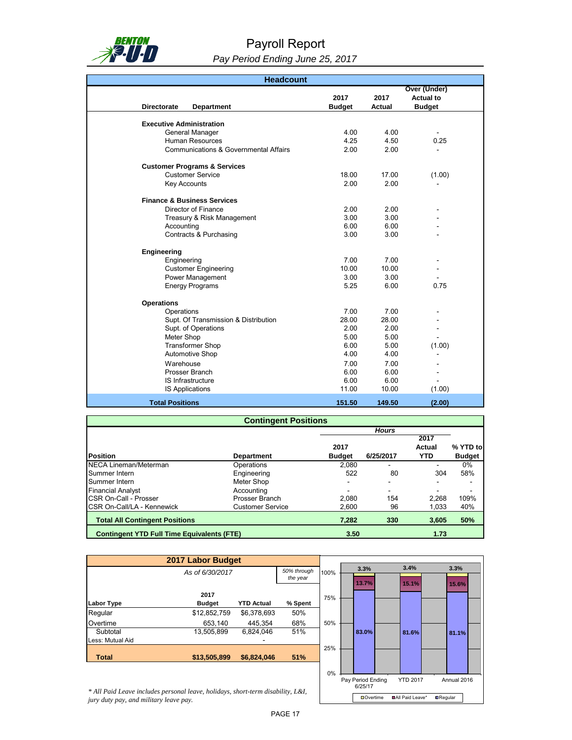# Payroll Report

*Pay Period Ending June 25, 2017*

| Directorate | Department | 2017 Budget | 2017 Actual | Over (Under) Actual to Budget |
|---|---|---|---|---|
| **Executive Administration** | | | | |
| | General Manager | 4.00 | 4.00 | - |
| | Human Resources | 4.25 | 4.50 | 0.25 |
| | Communications & Governmental Affairs | 2.00 | 2.00 | - |
| **Customer Programs & Services** | | | | |
| | Customer Service | 18.00 | 17.00 | (1.00) |
| | Key Accounts | 2.00 | 2.00 | - |
| **Finance & Business Services** | | | | |
| | Director of Finance | 2.00 | 2.00 | - |
| | Treasury & Risk Management | 3.00 | 3.00 | - |
| | Accounting | 6.00 | 6.00 | - |
| | Contracts & Purchasing | 3.00 | 3.00 | - |
| **Engineering** | | | | |
| | Engineering | 7.00 | 7.00 | - |
| | Customer Engineering | 10.00 | 10.00 | - |
| | Power Management | 3.00 | 3.00 | - |
| | Energy Programs | 5.25 | 6.00 | 0.75 |
| **Operations** | | | | |
| | Operations | 7.00 | 7.00 | - |
| | Supt. Of Transmission & Distribution | 28.00 | 28.00 | - |
| | Supt. of Operations | 2.00 | 2.00 | - |
| | Meter Shop | 5.00 | 5.00 | - |
| | Transformer Shop | 6.00 | 5.00 | (1.00) |
| | Automotive Shop | 4.00 | 4.00 | - |
| | Warehouse | 7.00 | 7.00 | - |
| | Prosser Branch | 6.00 | 6.00 | - |
| | IS Infrastructure | 6.00 | 6.00 | - |
| | IS Applications | 11.00 | 10.00 | (1.00) |
| **Total Positions** | | **151.50** | **149.50** | **(2.00)** |

## Contingent Positions

| | | Hours | | | |
|---|---|---|---|---|---|
| **Position** | **Department** | **2017 Budget** | **6/25/2017** | **2017 Actual YTD** | **% YTD to Budget** |
| NECA Lineman/Meterman | Operations | 2,080 | - | - | 0% |
| Summer Intern | Engineering | 522 | 80 | 304 | 58% |
| Summer Intern | Meter Shop | - | - | - | - |
| Financial Analyst | Accounting | - | - | - | - |
| CSR On-Call - Prosser | Prosser Branch | 2,080 | 154 | 2,268 | 109% |
| CSR On-Call/LA - Kennewick | Customer Service | 2,600 | 96 | 1,033 | 40% |
| **Total All Contingent Positions** | | **7,282** | **330** | **3,605** | **50%** |
| **Contingent YTD Full Time Equivalents (FTE)** | | **3.50** | | **1.73** | |

## 2017 Labor Budget

*As of 6/30/2017*

| Labor Type | 2017 Budget | YTD Actual | % Spent (*50% through the year*) |
|---|---|---|---|
| Regular | $12,852,759 | $6,378,693 | 50% |
| Overtime | 653,140 | 445,354 | 68% |
| Subtotal | 13,505,899 | 6,824,046 | 51% |
| Less: Mutual Aid | | - | |
| **Total** | **$13,505,899** | **$6,824,046** | **51%** |

100%
75%
50%
25%
0%

Pay Period Ending 6/25/17: 3.3% | 13.7% | 83.0%
YTD 2017: 3.4% | 15.1% | 81.6%
Annual 2016: 3.3% | 15.6% | 81.1%

Overtime | All Paid Leave* | Regular

*\* All Paid Leave includes personal leave, holidays, short-term disability, L&I, jury duty pay, and military leave pay.*